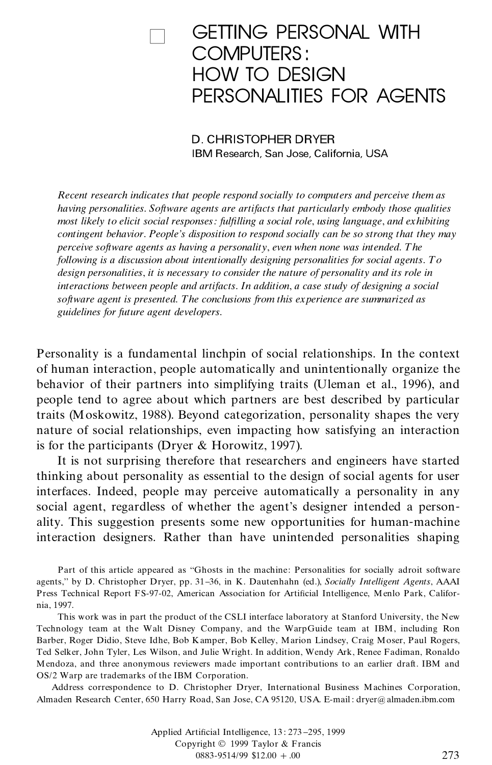# GETTING PERSONAL WITH COMPUTERS: HOW TO DESIGN PERSONALITIES FOR AGENTS

D. CHRISTOPHER DRYER
IBM Research, San Jose, California, USA

*Recent research indicates that people respond socially to computers and perceive them as having personalities. Software agents are artifacts that particularly embody those qualities most likely to elicit social responses: fulfilling a social role, using language, and exhibiting contingent behavior. People's disposition to respond socially can be so strong that they may perceive software agents as having a personality, even when none was intended. The following is a discussion about intentionally designing personalities for social agents. To design personalities, it is necessary to consider the nature of personality and its role in interactions between people and artifacts. In addition, a case study of designing a social software agent is presented. The conclusions from this experience are summarized as guidelines for future agent developers.*

Personality is a fundamental linchpin of social relationships. In the context of human interaction, people automatically and unintentionally organize the behavior of their partners into simplifying traits (Uleman et al., 1996), and people tend to agree about which partners are best described by particular traits (Moskowitz, 1988). Beyond categorization, personality shapes the very nature of social relationships, even impacting how satisfying an interaction is for the participants (Dryer & Horowitz, 1997).

It is not surprising therefore that researchers and engineers have started thinking about personality as essential to the design of social agents for user interfaces. Indeed, people may perceive automatically a personality in any social agent, regardless of whether the agent's designer intended a personality. This suggestion presents some new opportunities for human-machine interaction designers. Rather than have unintended personalities shaping

Part of this article appeared as "Ghosts in the machine: Personalities for socially adroit software agents," by D. Christopher Dryer, pp. 31–36, in K. Dautenhahn (ed.), *Socially Intelligent Agents*, AAAI Press Technical Report FS-97-02, American Association for Artificial Intelligence, Menlo Park, California, 1997.

This work was in part the product of the CSLI interface laboratory at Stanford University, the New Technology team at the Walt Disney Company, and the WarpGuide team at IBM, including Ron Barber, Roger Didio, Steve Idhe, Bob Kamper, Bob Kelley, Marion Lindsey, Craig Moser, Paul Rogers, Ted Selker, John Tyler, Les Wilson, and Julie Wright. In addition, Wendy Ark, Renee Fadiman, Ronaldo Mendoza, and three anonymous reviewers made important contributions to an earlier draft. IBM and OS/2 Warp are trademarks of the IBM Corporation.

Address correspondence to D. Christopher Dryer, International Business Machines Corporation, Almaden Research Center, 650 Harry Road, San Jose, CA 95120, USA. E-mail: dryer@almaden.ibm.com

Applied Artificial Intelligence, 13: 273–295, 1999
Copyright © 1999 Taylor & Francis
0883-9514/99 $12.00 + .00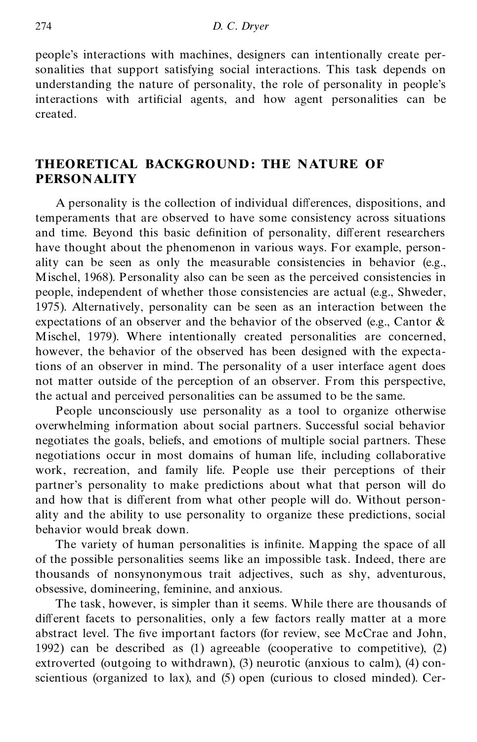people's interactions with machines, designers can intentionally create personalities that support satisfying social interactions. This task depends on understanding the nature of personality, the role of personality in people's interactions with artificial agents, and how agent personalities can be created.

## THEORETICAL BACKGROUND: THE NATURE OF PERSONALITY

A personality is the collection of individual differences, dispositions, and temperaments that are observed to have some consistency across situations and time. Beyond this basic definition of personality, different researchers have thought about the phenomenon in various ways. For example, personality can be seen as only the measurable consistencies in behavior (e.g., Mischel, 1968). Personality also can be seen as the perceived consistencies in people, independent of whether those consistencies are actual (e.g., Shweder, 1975). Alternatively, personality can be seen as an interaction between the expectations of an observer and the behavior of the observed (e.g., Cantor & Mischel, 1979). Where intentionally created personalities are concerned, however, the behavior of the observed has been designed with the expectations of an observer in mind. The personality of a user interface agent does not matter outside of the perception of an observer. From this perspective, the actual and perceived personalities can be assumed to be the same.

People unconsciously use personality as a tool to organize otherwise overwhelming information about social partners. Successful social behavior negotiates the goals, beliefs, and emotions of multiple social partners. These negotiations occur in most domains of human life, including collaborative work, recreation, and family life. People use their perceptions of their partner's personality to make predictions about what that person will do and how that is different from what other people will do. Without personality and the ability to use personality to organize these predictions, social behavior would break down.

The variety of human personalities is infinite. Mapping the space of all of the possible personalities seems like an impossible task. Indeed, there are thousands of nonsynonymous trait adjectives, such as shy, adventurous, obsessive, domineering, feminine, and anxious.

The task, however, is simpler than it seems. While there are thousands of different facets to personalities, only a few factors really matter at a more abstract level. The five important factors (for review, see McCrae and John, 1992) can be described as (1) agreeable (cooperative to competitive), (2) extroverted (outgoing to withdrawn), (3) neurotic (anxious to calm), (4) conscientious (organized to lax), and (5) open (curious to closed minded). Cer-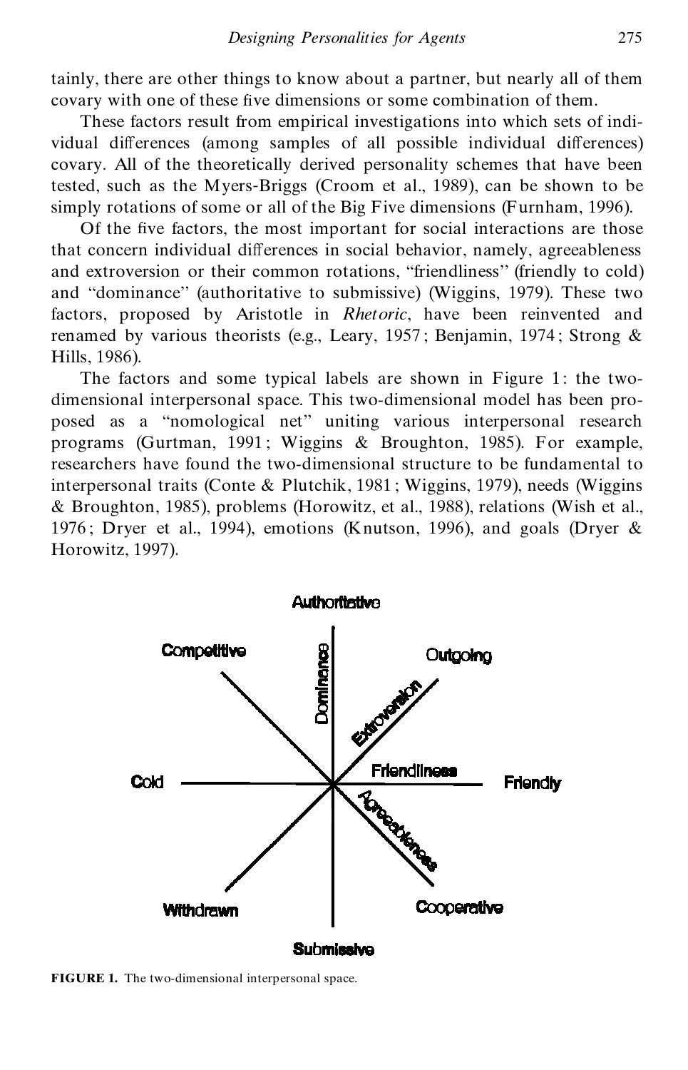tainly, there are other things to know about a partner, but nearly all of them covary with one of these five dimensions or some combination of them.

These factors result from empirical investigations into which sets of individual differences (among samples of all possible individual differences) covary. All of the theoretically derived personality schemes that have been tested, such as the Myers-Briggs (Croom et al., 1989), can be shown to be simply rotations of some or all of the Big Five dimensions (Furnham, 1996).

Of the five factors, the most important for social interactions are those that concern individual differences in social behavior, namely, agreeableness and extroversion or their common rotations, "friendliness" (friendly to cold) and "dominance" (authoritative to submissive) (Wiggins, 1979). These two factors, proposed by Aristotle in *Rhetoric*, have been reinvented and renamed by various theorists (e.g., Leary, 1957; Benjamin, 1974; Strong & Hills, 1986).

The factors and some typical labels are shown in Figure 1: the two-dimensional interpersonal space. This two-dimensional model has been proposed as a "nomological net" uniting various interpersonal research programs (Gurtman, 1991; Wiggins & Broughton, 1985). For example, researchers have found the two-dimensional structure to be fundamental to interpersonal traits (Conte & Plutchik, 1981; Wiggins, 1979), needs (Wiggins & Broughton, 1985), problems (Horowitz, et al., 1988), relations (Wish et al., 1976; Dryer et al., 1994), emotions (Knutson, 1996), and goals (Dryer & Horowitz, 1997).

**FIGURE 1.** The two-dimensional interpersonal space.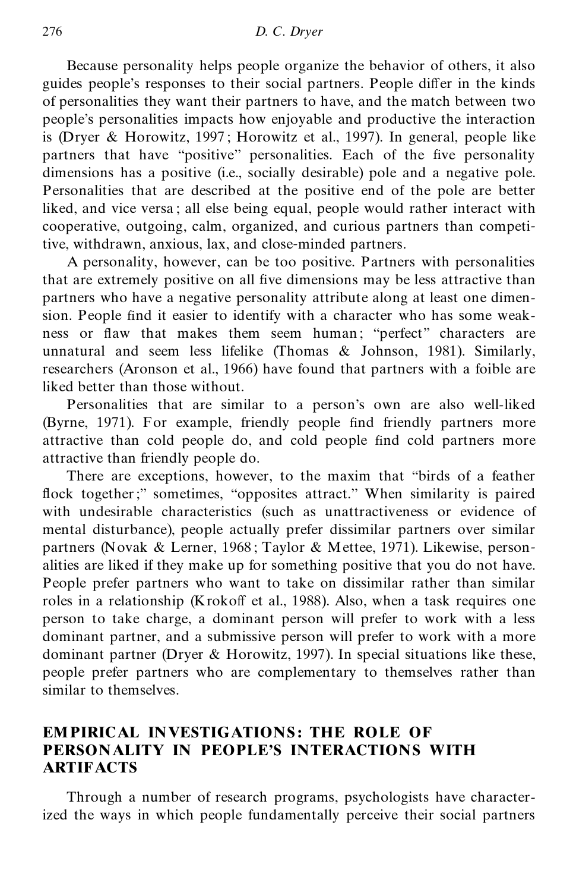Because personality helps people organize the behavior of others, it also guides people's responses to their social partners. People differ in the kinds of personalities they want their partners to have, and the match between two people's personalities impacts how enjoyable and productive the interaction is (Dryer & Horowitz, 1997; Horowitz et al., 1997). In general, people like partners that have "positive" personalities. Each of the five personality dimensions has a positive (i.e., socially desirable) pole and a negative pole. Personalities that are described at the positive end of the pole are better liked, and vice versa; all else being equal, people would rather interact with cooperative, outgoing, calm, organized, and curious partners than competitive, withdrawn, anxious, lax, and close-minded partners.

A personality, however, can be too positive. Partners with personalities that are extremely positive on all five dimensions may be less attractive than partners who have a negative personality attribute along at least one dimension. People find it easier to identify with a character who has some weakness or flaw that makes them seem human; "perfect" characters are unnatural and seem less lifelike (Thomas & Johnson, 1981). Similarly, researchers (Aronson et al., 1966) have found that partners with a foible are liked better than those without.

Personalities that are similar to a person's own are also well-liked (Byrne, 1971). For example, friendly people find friendly partners more attractive than cold people do, and cold people find cold partners more attractive than friendly people do.

There are exceptions, however, to the maxim that "birds of a feather flock together;" sometimes, "opposites attract." When similarity is paired with undesirable characteristics (such as unattractiveness or evidence of mental disturbance), people actually prefer dissimilar partners over similar partners (Novak & Lerner, 1968; Taylor & Mettee, 1971). Likewise, personalities are liked if they make up for something positive that you do not have. People prefer partners who want to take on dissimilar rather than similar roles in a relationship (Krokoff et al., 1988). Also, when a task requires one person to take charge, a dominant person will prefer to work with a less dominant partner, and a submissive person will prefer to work with a more dominant partner (Dryer & Horowitz, 1997). In special situations like these, people prefer partners who are complementary to themselves rather than similar to themselves.

## EMPIRICAL INVESTIGATIONS: THE ROLE OF PERSONALITY IN PEOPLE'S INTERACTIONS WITH ARTIFACTS

Through a number of research programs, psychologists have characterized the ways in which people fundamentally perceive their social partners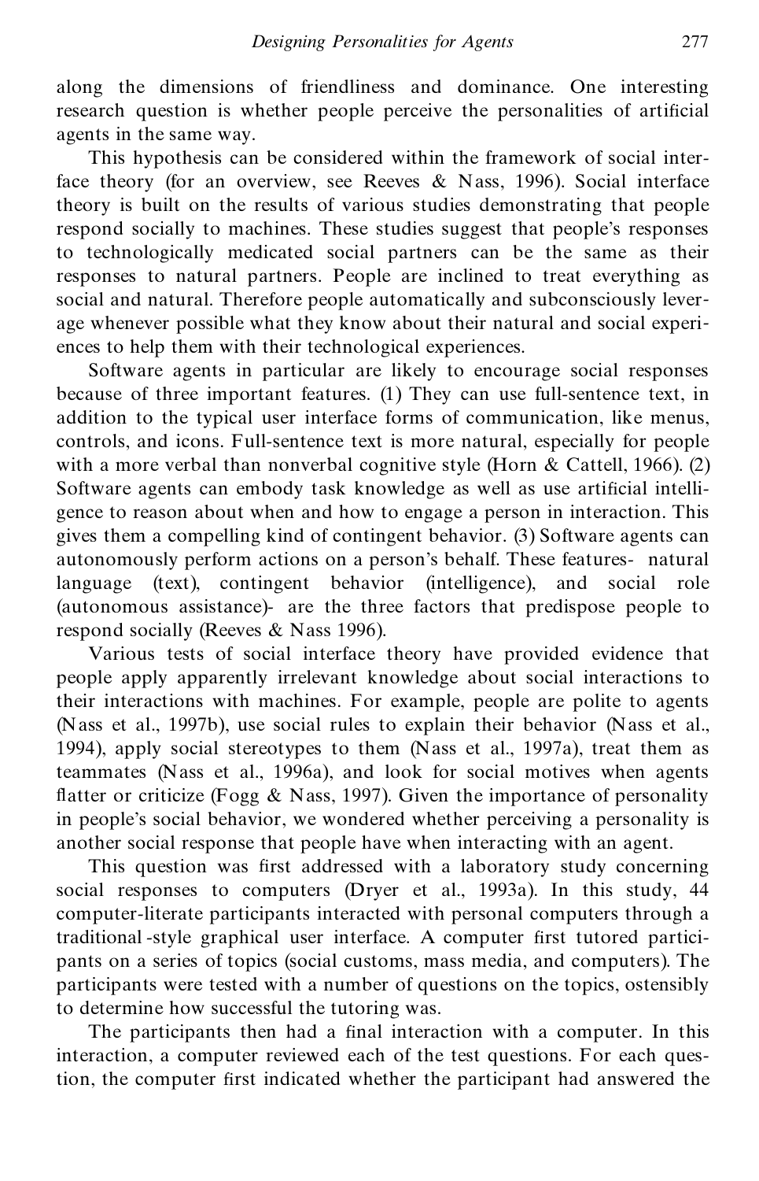along the dimensions of friendliness and dominance. One interesting research question is whether people perceive the personalities of artificial agents in the same way.

This hypothesis can be considered within the framework of social interface theory (for an overview, see Reeves & Nass, 1996). Social interface theory is built on the results of various studies demonstrating that people respond socially to machines. These studies suggest that people's responses to technologically medicated social partners can be the same as their responses to natural partners. People are inclined to treat everything as social and natural. Therefore people automatically and subconsciously leverage whenever possible what they know about their natural and social experiences to help them with their technological experiences.

Software agents in particular are likely to encourage social responses because of three important features. (1) They can use full-sentence text, in addition to the typical user interface forms of communication, like menus, controls, and icons. Full-sentence text is more natural, especially for people with a more verbal than nonverbal cognitive style (Horn & Cattell, 1966). (2) Software agents can embody task knowledge as well as use artificial intelligence to reason about when and how to engage a person in interaction. This gives them a compelling kind of contingent behavior. (3) Software agents can autonomously perform actions on a person's behalf. These features- natural language (text), contingent behavior (intelligence), and social role (autonomous assistance)- are the three factors that predispose people to respond socially (Reeves & Nass 1996).

Various tests of social interface theory have provided evidence that people apply apparently irrelevant knowledge about social interactions to their interactions with machines. For example, people are polite to agents (Nass et al., 1997b), use social rules to explain their behavior (Nass et al., 1994), apply social stereotypes to them (Nass et al., 1997a), treat them as teammates (Nass et al., 1996a), and look for social motives when agents flatter or criticize (Fogg & Nass, 1997). Given the importance of personality in people's social behavior, we wondered whether perceiving a personality is another social response that people have when interacting with an agent.

This question was first addressed with a laboratory study concerning social responses to computers (Dryer et al., 1993a). In this study, 44 computer-literate participants interacted with personal computers through a traditional-style graphical user interface. A computer first tutored participants on a series of topics (social customs, mass media, and computers). The participants were tested with a number of questions on the topics, ostensibly to determine how successful the tutoring was.

The participants then had a final interaction with a computer. In this interaction, a computer reviewed each of the test questions. For each question, the computer first indicated whether the participant had answered the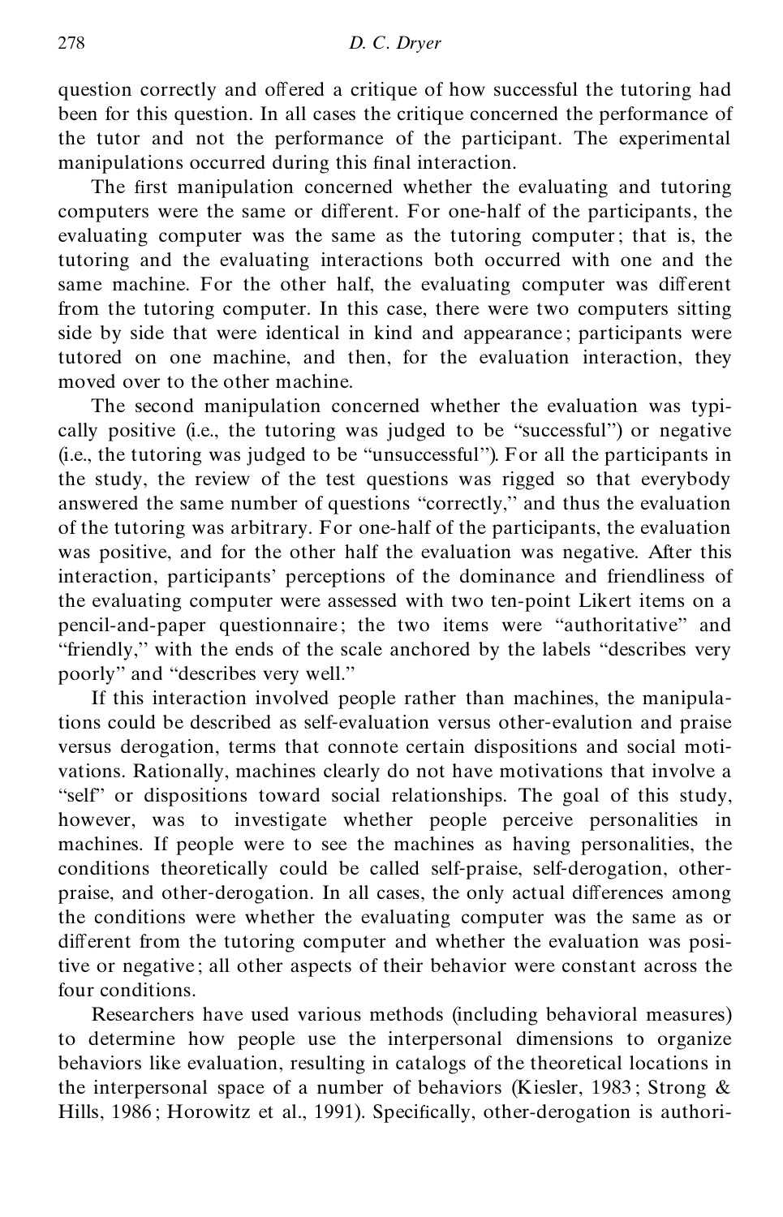question correctly and offered a critique of how successful the tutoring had been for this question. In all cases the critique concerned the performance of the tutor and not the performance of the participant. The experimental manipulations occurred during this final interaction.

The first manipulation concerned whether the evaluating and tutoring computers were the same or different. For one-half of the participants, the evaluating computer was the same as the tutoring computer; that is, the tutoring and the evaluating interactions both occurred with one and the same machine. For the other half, the evaluating computer was different from the tutoring computer. In this case, there were two computers sitting side by side that were identical in kind and appearance; participants were tutored on one machine, and then, for the evaluation interaction, they moved over to the other machine.

The second manipulation concerned whether the evaluation was typically positive (i.e., the tutoring was judged to be "successful") or negative (i.e., the tutoring was judged to be "unsuccessful"). For all the participants in the study, the review of the test questions was rigged so that everybody answered the same number of questions "correctly," and thus the evaluation of the tutoring was arbitrary. For one-half of the participants, the evaluation was positive, and for the other half the evaluation was negative. After this interaction, participants' perceptions of the dominance and friendliness of the evaluating computer were assessed with two ten-point Likert items on a pencil-and-paper questionnaire; the two items were "authoritative" and "friendly," with the ends of the scale anchored by the labels "describes very poorly" and "describes very well."

If this interaction involved people rather than machines, the manipulations could be described as self-evaluation versus other-evalution and praise versus derogation, terms that connote certain dispositions and social motivations. Rationally, machines clearly do not have motivations that involve a "self" or dispositions toward social relationships. The goal of this study, however, was to investigate whether people perceive personalities in machines. If people were to see the machines as having personalities, the conditions theoretically could be called self-praise, self-derogation, other-praise, and other-derogation. In all cases, the only actual differences among the conditions were whether the evaluating computer was the same as or different from the tutoring computer and whether the evaluation was positive or negative; all other aspects of their behavior were constant across the four conditions.

Researchers have used various methods (including behavioral measures) to determine how people use the interpersonal dimensions to organize behaviors like evaluation, resulting in catalogs of the theoretical locations in the interpersonal space of a number of behaviors (Kiesler, 1983; Strong & Hills, 1986; Horowitz et al., 1991). Specifically, other-derogation is authori-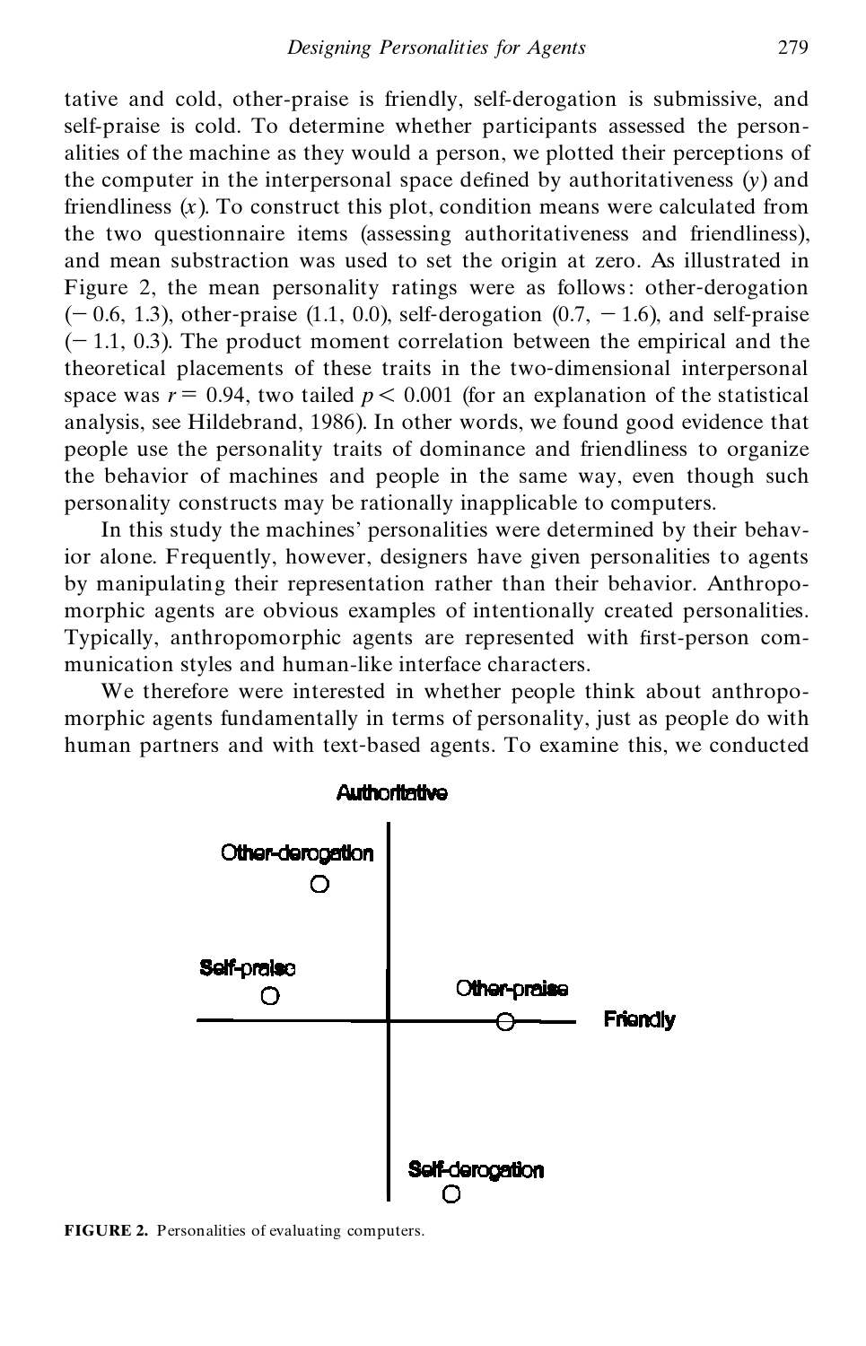tative and cold, other-praise is friendly, self-derogation is submissive, and self-praise is cold. To determine whether participants assessed the personalities of the machine as they would a person, we plotted their perceptions of the computer in the interpersonal space defined by authoritativeness ($y$) and friendliness ($x$). To construct this plot, condition means were calculated from the two questionnaire items (assessing authoritativeness and friendliness), and mean substraction was used to set the origin at zero. As illustrated in Figure 2, the mean personality ratings were as follows: other-derogation ($-0.6$, 1.3), other-praise (1.1, 0.0), self-derogation (0.7, $-1.6$), and self-praise ($-1.1$, 0.3). The product moment correlation between the empirical and the theoretical placements of these traits in the two-dimensional interpersonal space was $r = 0.94$, two tailed $p < 0.001$ (for an explanation of the statistical analysis, see Hildebrand, 1986). In other words, we found good evidence that people use the personality traits of dominance and friendliness to organize the behavior of machines and people in the same way, even though such personality constructs may be rationally inapplicable to computers.

In this study the machines' personalities were determined by their behavior alone. Frequently, however, designers have given personalities to agents by manipulating their representation rather than their behavior. Anthropomorphic agents are obvious examples of intentionally created personalities. Typically, anthropomorphic agents are represented with first-person communication styles and human-like interface characters.

We therefore were interested in whether people think about anthropomorphic agents fundamentally in terms of personality, just as people do with human partners and with text-based agents. To examine this, we conducted

**FIGURE 2.** Personalities of evaluating computers.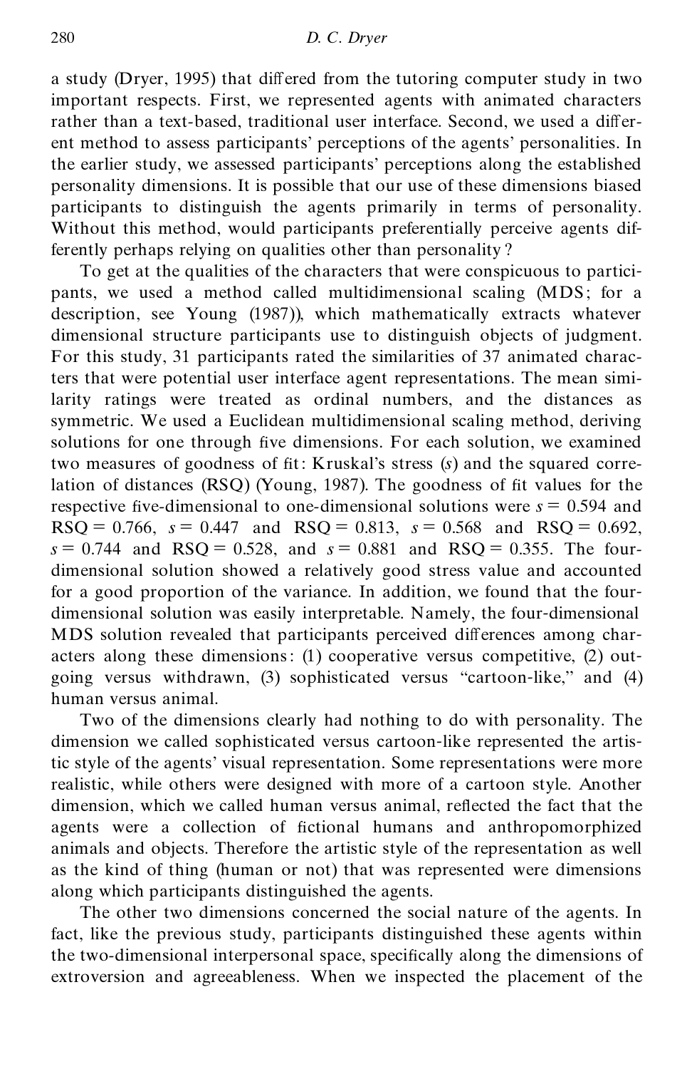a study (Dryer, 1995) that differed from the tutoring computer study in two important respects. First, we represented agents with animated characters rather than a text-based, traditional user interface. Second, we used a different method to assess participants' perceptions of the agents' personalities. In the earlier study, we assessed participants' perceptions along the established personality dimensions. It is possible that our use of these dimensions biased participants to distinguish the agents primarily in terms of personality. Without this method, would participants preferentially perceive agents differently perhaps relying on qualities other than personality?

To get at the qualities of the characters that were conspicuous to participants, we used a method called multidimensional scaling (MDS; for a description, see Young (1987)), which mathematically extracts whatever dimensional structure participants use to distinguish objects of judgment. For this study, 31 participants rated the similarities of 37 animated characters that were potential user interface agent representations. The mean similarity ratings were treated as ordinal numbers, and the distances as symmetric. We used a Euclidean multidimensional scaling method, deriving solutions for one through five dimensions. For each solution, we examined two measures of goodness of fit: Kruskal's stress ($s$) and the squared correlation of distances (RSQ) (Young, 1987). The goodness of fit values for the respective five-dimensional to one-dimensional solutions were $s = 0.594$ and RSQ $= 0.766$, $s = 0.447$ and RSQ $= 0.813$, $s = 0.568$ and RSQ $= 0.692$, $s = 0.744$ and RSQ $= 0.528$, and $s = 0.881$ and RSQ $= 0.355$. The four-dimensional solution showed a relatively good stress value and accounted for a good proportion of the variance. In addition, we found that the four-dimensional solution was easily interpretable. Namely, the four-dimensional MDS solution revealed that participants perceived differences among characters along these dimensions: (1) cooperative versus competitive, (2) outgoing versus withdrawn, (3) sophisticated versus "cartoon-like," and (4) human versus animal.

Two of the dimensions clearly had nothing to do with personality. The dimension we called sophisticated versus cartoon-like represented the artistic style of the agents' visual representation. Some representations were more realistic, while others were designed with more of a cartoon style. Another dimension, which we called human versus animal, reflected the fact that the agents were a collection of fictional humans and anthropomorphized animals and objects. Therefore the artistic style of the representation as well as the kind of thing (human or not) that was represented were dimensions along which participants distinguished the agents.

The other two dimensions concerned the social nature of the agents. In fact, like the previous study, participants distinguished these agents within the two-dimensional interpersonal space, specifically along the dimensions of extroversion and agreeableness. When we inspected the placement of the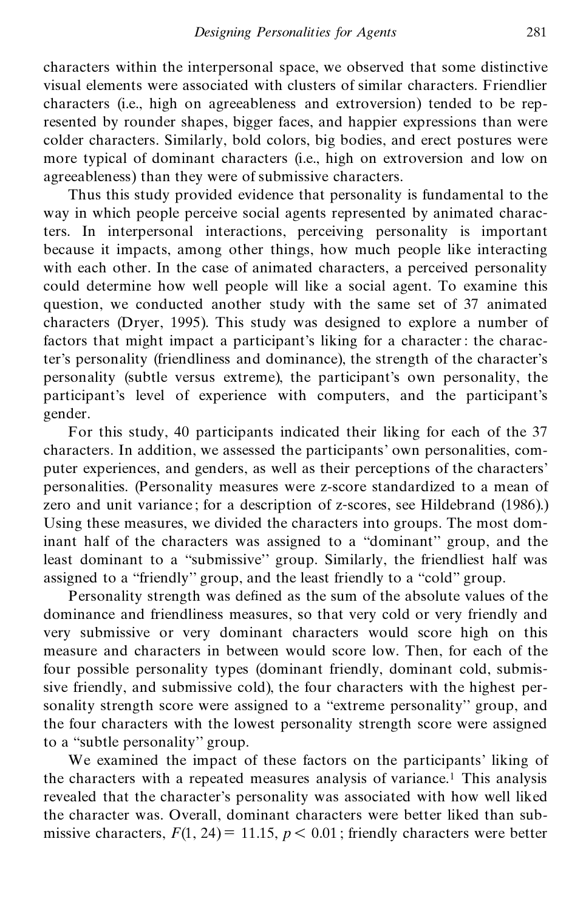characters within the interpersonal space, we observed that some distinctive visual elements were associated with clusters of similar characters. Friendlier characters (i.e., high on agreeableness and extroversion) tended to be represented by rounder shapes, bigger faces, and happier expressions than were colder characters. Similarly, bold colors, big bodies, and erect postures were more typical of dominant characters (i.e., high on extroversion and low on agreeableness) than they were of submissive characters.

Thus this study provided evidence that personality is fundamental to the way in which people perceive social agents represented by animated characters. In interpersonal interactions, perceiving personality is important because it impacts, among other things, how much people like interacting with each other. In the case of animated characters, a perceived personality could determine how well people will like a social agent. To examine this question, we conducted another study with the same set of 37 animated characters (Dryer, 1995). This study was designed to explore a number of factors that might impact a participant's liking for a character: the character's personality (friendliness and dominance), the strength of the character's personality (subtle versus extreme), the participant's own personality, the participant's level of experience with computers, and the participant's gender.

For this study, 40 participants indicated their liking for each of the 37 characters. In addition, we assessed the participants' own personalities, computer experiences, and genders, as well as their perceptions of the characters' personalities. (Personality measures were z-score standardized to a mean of zero and unit variance; for a description of z-scores, see Hildebrand (1986).) Using these measures, we divided the characters into groups. The most dominant half of the characters was assigned to a "dominant" group, and the least dominant to a "submissive" group. Similarly, the friendliest half was assigned to a "friendly" group, and the least friendly to a "cold" group.

Personality strength was defined as the sum of the absolute values of the dominance and friendliness measures, so that very cold or very friendly and very submissive or very dominant characters would score high on this measure and characters in between would score low. Then, for each of the four possible personality types (dominant friendly, dominant cold, submissive friendly, and submissive cold), the four characters with the highest personality strength score were assigned to a "extreme personality" group, and the four characters with the lowest personality strength score were assigned to a "subtle personality" group.

We examined the impact of these factors on the participants' liking of the characters with a repeated measures analysis of variance.[1] This analysis revealed that the character's personality was associated with how well liked the character was. Overall, dominant characters were better liked than submissive characters, $F(1, 24) = 11.15$, $p < 0.01$; friendly characters were better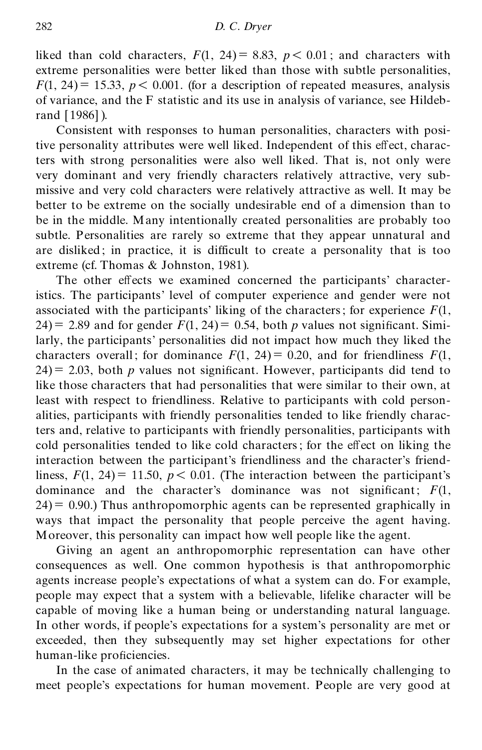liked than cold characters, $F(1, 24) = 8.83$, $p < 0.01$; and characters with extreme personalities were better liked than those with subtle personalities, $F(1, 24) = 15.33$, $p < 0.001$. (for a description of repeated measures, analysis of variance, and the F statistic and its use in analysis of variance, see Hildebrand [1986]).

Consistent with responses to human personalities, characters with positive personality attributes were well liked. Independent of this effect, characters with strong personalities were also well liked. That is, not only were very dominant and very friendly characters relatively attractive, very submissive and very cold characters were relatively attractive as well. It may be better to be extreme on the socially undesirable end of a dimension than to be in the middle. Many intentionally created personalities are probably too subtle. Personalities are rarely so extreme that they appear unnatural and are disliked; in practice, it is difficult to create a personality that is too extreme (cf. Thomas & Johnston, 1981).

The other effects we examined concerned the participants' characteristics. The participants' level of computer experience and gender were not associated with the participants' liking of the characters; for experience $F(1, 24) = 2.89$ and for gender $F(1, 24) = 0.54$, both $p$ values not significant. Similarly, the participants' personalities did not impact how much they liked the characters overall; for dominance $F(1, 24) = 0.20$, and for friendliness $F(1, 24) = 2.03$, both $p$ values not significant. However, participants did tend to like those characters that had personalities that were similar to their own, at least with respect to friendliness. Relative to participants with cold personalities, participants with friendly personalities tended to like friendly characters and, relative to participants with friendly personalities, participants with cold personalities tended to like cold characters; for the effect on liking the interaction between the participant's friendliness and the character's friendliness, $F(1, 24) = 11.50$, $p < 0.01$. (The interaction between the participant's dominance and the character's dominance was not significant; $F(1, 24) = 0.90$.) Thus anthropomorphic agents can be represented graphically in ways that impact the personality that people perceive the agent having. Moreover, this personality can impact how well people like the agent.

Giving an agent an anthropomorphic representation can have other consequences as well. One common hypothesis is that anthropomorphic agents increase people's expectations of what a system can do. For example, people may expect that a system with a believable, lifelike character will be capable of moving like a human being or understanding natural language. In other words, if people's expectations for a system's personality are met or exceeded, then they subsequently may set higher expectations for other human-like proficiencies.

In the case of animated characters, it may be technically challenging to meet people's expectations for human movement. People are very good at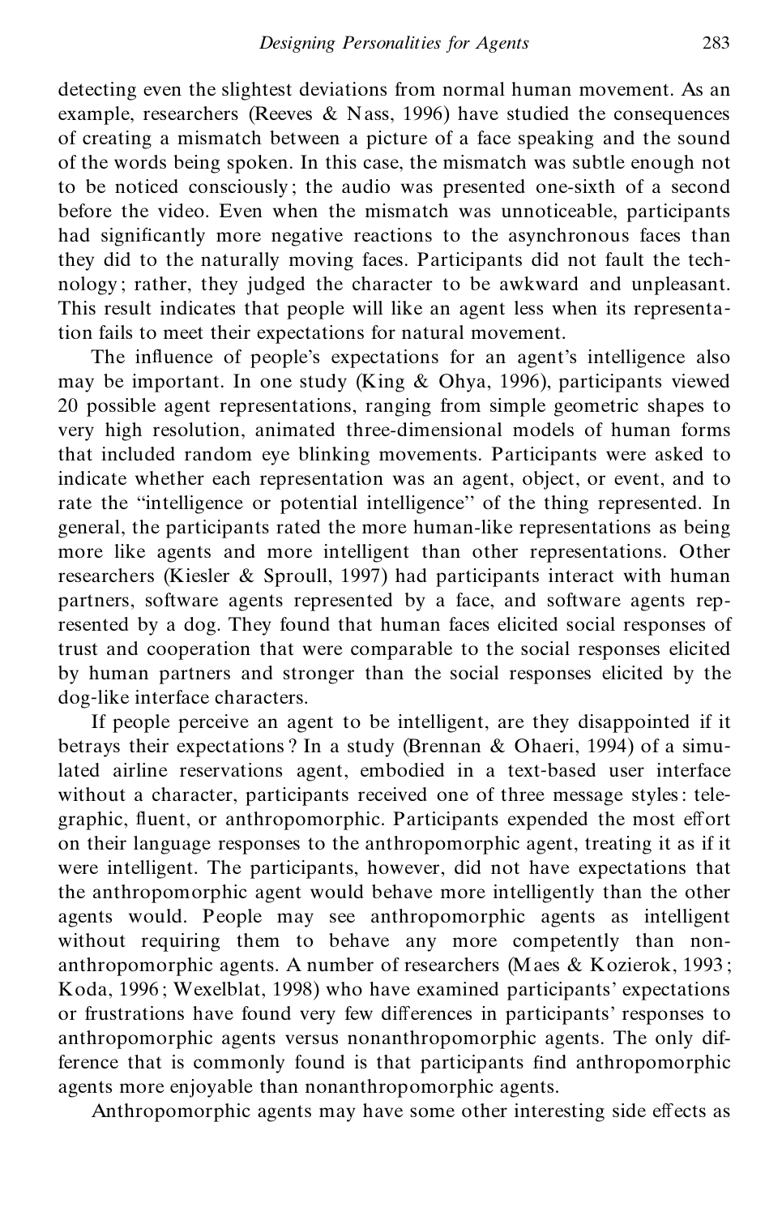detecting even the slightest deviations from normal human movement. As an example, researchers (Reeves & Nass, 1996) have studied the consequences of creating a mismatch between a picture of a face speaking and the sound of the words being spoken. In this case, the mismatch was subtle enough not to be noticed consciously; the audio was presented one-sixth of a second before the video. Even when the mismatch was unnoticeable, participants had significantly more negative reactions to the asynchronous faces than they did to the naturally moving faces. Participants did not fault the technology; rather, they judged the character to be awkward and unpleasant. This result indicates that people will like an agent less when its representation fails to meet their expectations for natural movement.

The influence of people's expectations for an agent's intelligence also may be important. In one study (King & Ohya, 1996), participants viewed 20 possible agent representations, ranging from simple geometric shapes to very high resolution, animated three-dimensional models of human forms that included random eye blinking movements. Participants were asked to indicate whether each representation was an agent, object, or event, and to rate the "intelligence or potential intelligence" of the thing represented. In general, the participants rated the more human-like representations as being more like agents and more intelligent than other representations. Other researchers (Kiesler & Sproull, 1997) had participants interact with human partners, software agents represented by a face, and software agents represented by a dog. They found that human faces elicited social responses of trust and cooperation that were comparable to the social responses elicited by human partners and stronger than the social responses elicited by the dog-like interface characters.

If people perceive an agent to be intelligent, are they disappointed if it betrays their expectations? In a study (Brennan & Ohaeri, 1994) of a simulated airline reservations agent, embodied in a text-based user interface without a character, participants received one of three message styles: telegraphic, fluent, or anthropomorphic. Participants expended the most effort on their language responses to the anthropomorphic agent, treating it as if it were intelligent. The participants, however, did not have expectations that the anthropomorphic agent would behave more intelligently than the other agents would. People may see anthropomorphic agents as intelligent without requiring them to behave any more competently than non-anthropomorphic agents. A number of researchers (Maes & Kozierok, 1993; Koda, 1996; Wexelblat, 1998) who have examined participants' expectations or frustrations have found very few differences in participants' responses to anthropomorphic agents versus nonanthropomorphic agents. The only difference that is commonly found is that participants find anthropomorphic agents more enjoyable than nonanthropomorphic agents.

Anthropomorphic agents may have some other interesting side effects as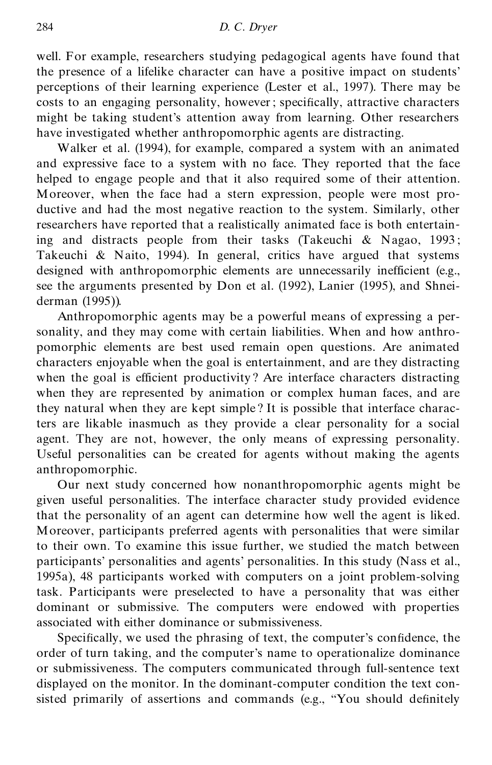well. For example, researchers studying pedagogical agents have found that the presence of a lifelike character can have a positive impact on students' perceptions of their learning experience (Lester et al., 1997). There may be costs to an engaging personality, however; specifically, attractive characters might be taking student's attention away from learning. Other researchers have investigated whether anthropomorphic agents are distracting.

Walker et al. (1994), for example, compared a system with an animated and expressive face to a system with no face. They reported that the face helped to engage people and that it also required some of their attention. Moreover, when the face had a stern expression, people were most productive and had the most negative reaction to the system. Similarly, other researchers have reported that a realistically animated face is both entertaining and distracts people from their tasks (Takeuchi & Nagao, 1993; Takeuchi & Naito, 1994). In general, critics have argued that systems designed with anthropomorphic elements are unnecessarily inefficient (e.g., see the arguments presented by Don et al. (1992), Lanier (1995), and Shneiderman (1995)).

Anthropomorphic agents may be a powerful means of expressing a personality, and they may come with certain liabilities. When and how anthropomorphic elements are best used remain open questions. Are animated characters enjoyable when the goal is entertainment, and are they distracting when the goal is efficient productivity? Are interface characters distracting when they are represented by animation or complex human faces, and are they natural when they are kept simple? It is possible that interface characters are likable inasmuch as they provide a clear personality for a social agent. They are not, however, the only means of expressing personality. Useful personalities can be created for agents without making the agents anthropomorphic.

Our next study concerned how nonanthropomorphic agents might be given useful personalities. The interface character study provided evidence that the personality of an agent can determine how well the agent is liked. Moreover, participants preferred agents with personalities that were similar to their own. To examine this issue further, we studied the match between participants' personalities and agents' personalities. In this study (Nass et al., 1995a), 48 participants worked with computers on a joint problem-solving task. Participants were preselected to have a personality that was either dominant or submissive. The computers were endowed with properties associated with either dominance or submissiveness.

Specifically, we used the phrasing of text, the computer's confidence, the order of turn taking, and the computer's name to operationalize dominance or submissiveness. The computers communicated through full-sentence text displayed on the monitor. In the dominant-computer condition the text consisted primarily of assertions and commands (e.g., "You should definitely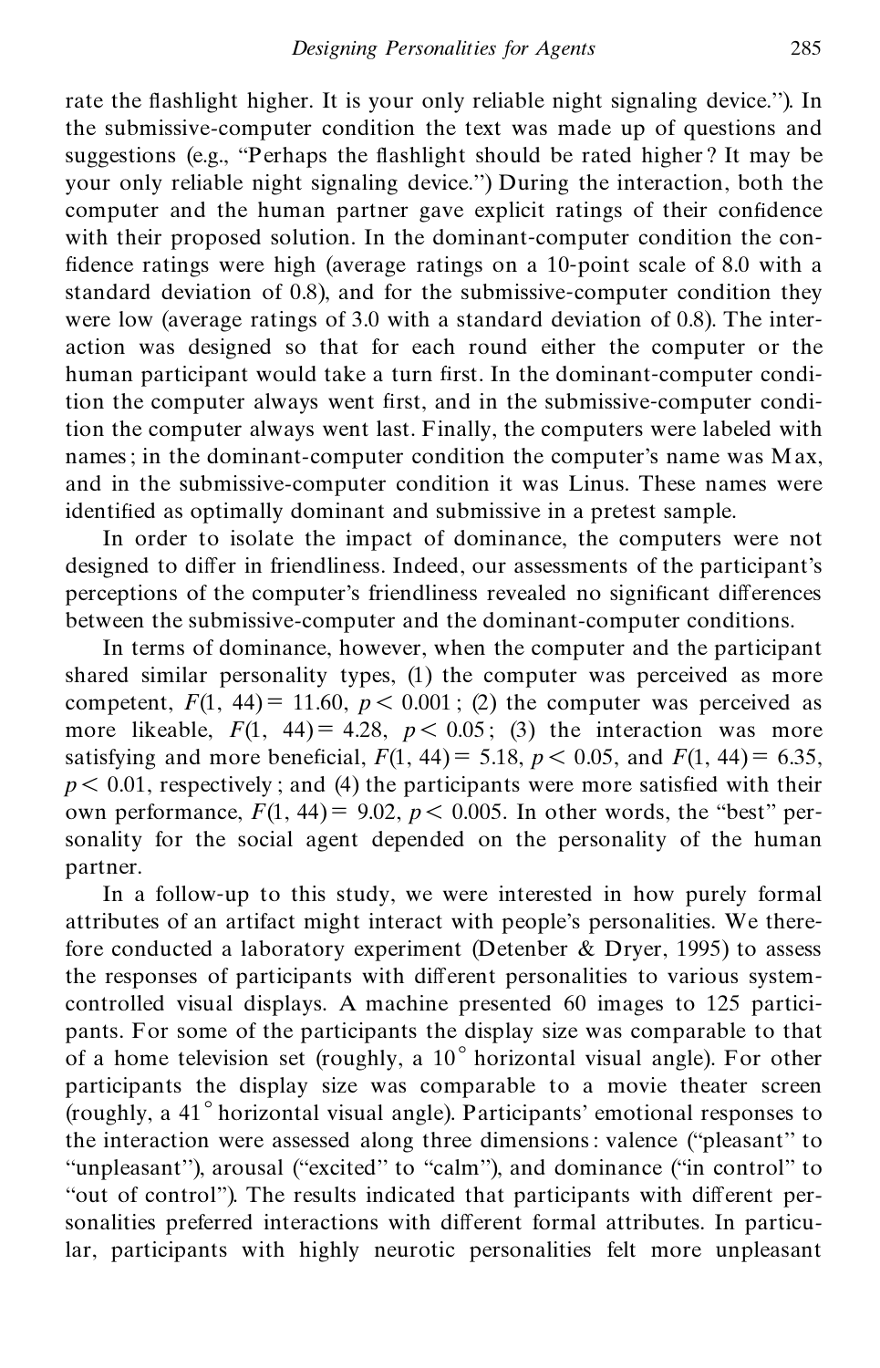rate the flashlight higher. It is your only reliable night signaling device.''). In the submissive-computer condition the text was made up of questions and suggestions (e.g., "Perhaps the flashlight should be rated higher? It may be your only reliable night signaling device.'') During the interaction, both the computer and the human partner gave explicit ratings of their confidence with their proposed solution. In the dominant-computer condition the confidence ratings were high (average ratings on a 10-point scale of 8.0 with a standard deviation of 0.8), and for the submissive-computer condition they were low (average ratings of 3.0 with a standard deviation of 0.8). The interaction was designed so that for each round either the computer or the human participant would take a turn first. In the dominant-computer condition the computer always went first, and in the submissive-computer condition the computer always went last. Finally, the computers were labeled with names; in the dominant-computer condition the computer's name was Max, and in the submissive-computer condition it was Linus. These names were identified as optimally dominant and submissive in a pretest sample.

In order to isolate the impact of dominance, the computers were not designed to differ in friendliness. Indeed, our assessments of the participant's perceptions of the computer's friendliness revealed no significant differences between the submissive-computer and the dominant-computer conditions.

In terms of dominance, however, when the computer and the participant shared similar personality types, (1) the computer was perceived as more competent, $F(1, 44) = 11.60$, $p < 0.001$; (2) the computer was perceived as more likeable, $F(1, 44) = 4.28$, $p < 0.05$; (3) the interaction was more satisfying and more beneficial, $F(1, 44) = 5.18$, $p < 0.05$, and $F(1, 44) = 6.35$, $p < 0.01$, respectively; and (4) the participants were more satisfied with their own performance, $F(1, 44) = 9.02$, $p < 0.005$. In other words, the "best" personality for the social agent depended on the personality of the human partner.

In a follow-up to this study, we were interested in how purely formal attributes of an artifact might interact with people's personalities. We therefore conducted a laboratory experiment (Detenber & Dryer, 1995) to assess the responses of participants with different personalities to various system-controlled visual displays. A machine presented 60 images to 125 participants. For some of the participants the display size was comparable to that of a home television set (roughly, a $10^{\circ}$ horizontal visual angle). For other participants the display size was comparable to a movie theater screen (roughly, a $41^{\circ}$ horizontal visual angle). Participants' emotional responses to the interaction were assessed along three dimensions: valence ("pleasant'' to "unpleasant''), arousal ("excited'' to "calm''), and dominance ("in control'' to "out of control''). The results indicated that participants with different personalities preferred interactions with different formal attributes. In particular, participants with highly neurotic personalities felt more unpleasant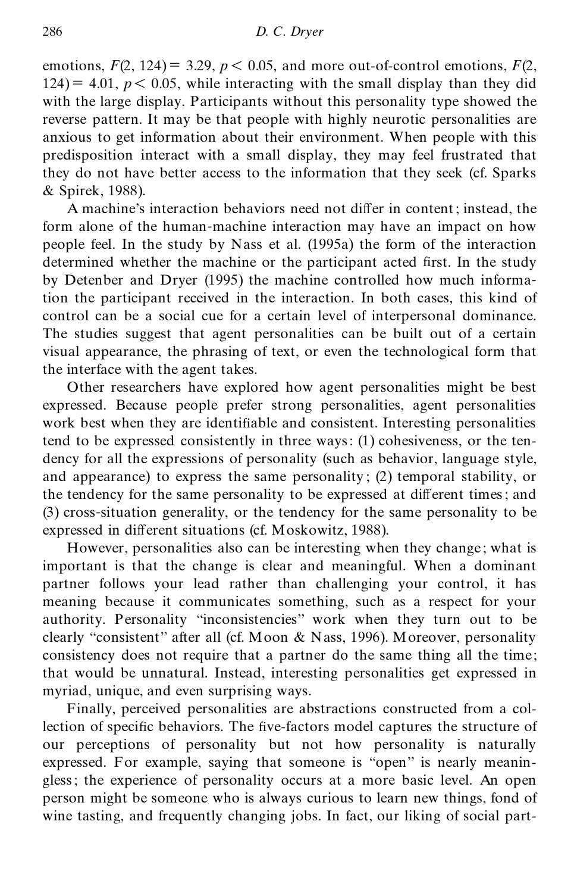emotions, $F(2, 124) = 3.29$, $p < 0.05$, and more out-of-control emotions, $F(2, 124) = 4.01$, $p < 0.05$, while interacting with the small display than they did with the large display. Participants without this personality type showed the reverse pattern. It may be that people with highly neurotic personalities are anxious to get information about their environment. When people with this predisposition interact with a small display, they may feel frustrated that they do not have better access to the information that they seek (cf. Sparks & Spirek, 1988).

A machine's interaction behaviors need not differ in content; instead, the form alone of the human-machine interaction may have an impact on how people feel. In the study by Nass et al. (1995a) the form of the interaction determined whether the machine or the participant acted first. In the study by Detenber and Dryer (1995) the machine controlled how much information the participant received in the interaction. In both cases, this kind of control can be a social cue for a certain level of interpersonal dominance. The studies suggest that agent personalities can be built out of a certain visual appearance, the phrasing of text, or even the technological form that the interface with the agent takes.

Other researchers have explored how agent personalities might be best expressed. Because people prefer strong personalities, agent personalities work best when they are identifiable and consistent. Interesting personalities tend to be expressed consistently in three ways: (1) cohesiveness, or the tendency for all the expressions of personality (such as behavior, language style, and appearance) to express the same personality; (2) temporal stability, or the tendency for the same personality to be expressed at different times; and (3) cross-situation generality, or the tendency for the same personality to be expressed in different situations (cf. Moskowitz, 1988).

However, personalities also can be interesting when they change; what is important is that the change is clear and meaningful. When a dominant partner follows your lead rather than challenging your control, it has meaning because it communicates something, such as a respect for your authority. Personality "inconsistencies" work when they turn out to be clearly "consistent" after all (cf. Moon & Nass, 1996). Moreover, personality consistency does not require that a partner do the same thing all the time; that would be unnatural. Instead, interesting personalities get expressed in myriad, unique, and even surprising ways.

Finally, perceived personalities are abstractions constructed from a collection of specific behaviors. The five-factors model captures the structure of our perceptions of personality but not how personality is naturally expressed. For example, saying that someone is "open" is nearly meaningless; the experience of personality occurs at a more basic level. An open person might be someone who is always curious to learn new things, fond of wine tasting, and frequently changing jobs. In fact, our liking of social part-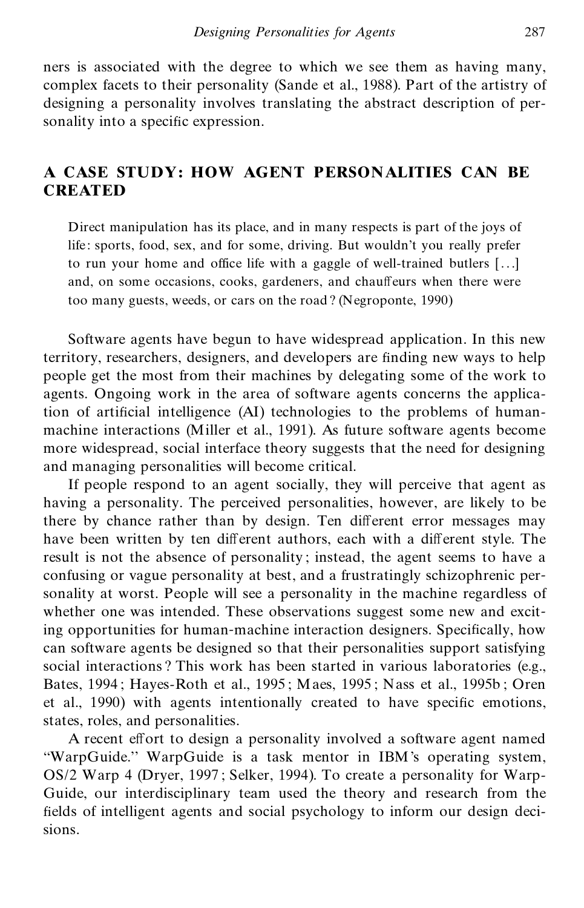ners is associated with the degree to which we see them as having many, complex facets to their personality (Sande et al., 1988). Part of the artistry of designing a personality involves translating the abstract description of personality into a specific expression.

## A CASE STUDY: HOW AGENT PERSONALITIES CAN BE CREATED

> Direct manipulation has its place, and in many respects is part of the joys of life: sports, food, sex, and for some, driving. But wouldn't you really prefer to run your home and office life with a gaggle of well-trained butlers [...] and, on some occasions, cooks, gardeners, and chauffeurs when there were too many guests, weeds, or cars on the road? (Negroponte, 1990)

Software agents have begun to have widespread application. In this new territory, researchers, designers, and developers are finding new ways to help people get the most from their machines by delegating some of the work to agents. Ongoing work in the area of software agents concerns the application of artificial intelligence (AI) technologies to the problems of human-machine interactions (Miller et al., 1991). As future software agents become more widespread, social interface theory suggests that the need for designing and managing personalities will become critical.

If people respond to an agent socially, they will perceive that agent as having a personality. The perceived personalities, however, are likely to be there by chance rather than by design. Ten different error messages may have been written by ten different authors, each with a different style. The result is not the absence of personality; instead, the agent seems to have a confusing or vague personality at best, and a frustratingly schizophrenic personality at worst. People will see a personality in the machine regardless of whether one was intended. These observations suggest some new and exciting opportunities for human-machine interaction designers. Specifically, how can software agents be designed so that their personalities support satisfying social interactions? This work has been started in various laboratories (e.g., Bates, 1994; Hayes-Roth et al., 1995; Maes, 1995; Nass et al., 1995b; Oren et al., 1990) with agents intentionally created to have specific emotions, states, roles, and personalities.

A recent effort to design a personality involved a software agent named "WarpGuide." WarpGuide is a task mentor in IBM's operating system, OS/2 Warp 4 (Dryer, 1997; Selker, 1994). To create a personality for WarpGuide, our interdisciplinary team used the theory and research from the fields of intelligent agents and social psychology to inform our design decisions.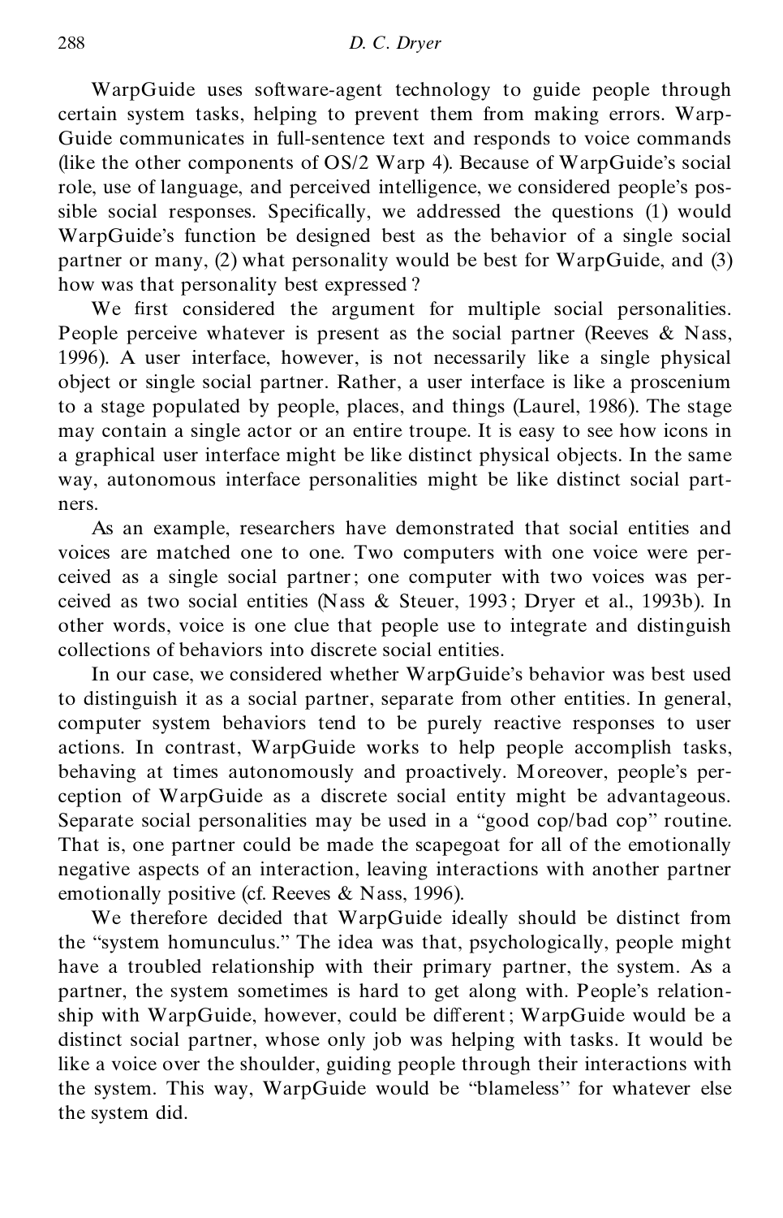WarpGuide uses software-agent technology to guide people through certain system tasks, helping to prevent them from making errors. WarpGuide communicates in full-sentence text and responds to voice commands (like the other components of OS/2 Warp 4). Because of WarpGuide's social role, use of language, and perceived intelligence, we considered people's possible social responses. Specifically, we addressed the questions (1) would WarpGuide's function be designed best as the behavior of a single social partner or many, (2) what personality would be best for WarpGuide, and (3) how was that personality best expressed?

We first considered the argument for multiple social personalities. People perceive whatever is present as the social partner (Reeves & Nass, 1996). A user interface, however, is not necessarily like a single physical object or single social partner. Rather, a user interface is like a proscenium to a stage populated by people, places, and things (Laurel, 1986). The stage may contain a single actor or an entire troupe. It is easy to see how icons in a graphical user interface might be like distinct physical objects. In the same way, autonomous interface personalities might be like distinct social partners.

As an example, researchers have demonstrated that social entities and voices are matched one to one. Two computers with one voice were perceived as a single social partner; one computer with two voices was perceived as two social entities (Nass & Steuer, 1993; Dryer et al., 1993b). In other words, voice is one clue that people use to integrate and distinguish collections of behaviors into discrete social entities.

In our case, we considered whether WarpGuide's behavior was best used to distinguish it as a social partner, separate from other entities. In general, computer system behaviors tend to be purely reactive responses to user actions. In contrast, WarpGuide works to help people accomplish tasks, behaving at times autonomously and proactively. Moreover, people's perception of WarpGuide as a discrete social entity might be advantageous. Separate social personalities may be used in a "good cop/bad cop" routine. That is, one partner could be made the scapegoat for all of the emotionally negative aspects of an interaction, leaving interactions with another partner emotionally positive (cf. Reeves & Nass, 1996).

We therefore decided that WarpGuide ideally should be distinct from the "system homunculus." The idea was that, psychologically, people might have a troubled relationship with their primary partner, the system. As a partner, the system sometimes is hard to get along with. People's relationship with WarpGuide, however, could be different; WarpGuide would be a distinct social partner, whose only job was helping with tasks. It would be like a voice over the shoulder, guiding people through their interactions with the system. This way, WarpGuide would be "blameless" for whatever else the system did.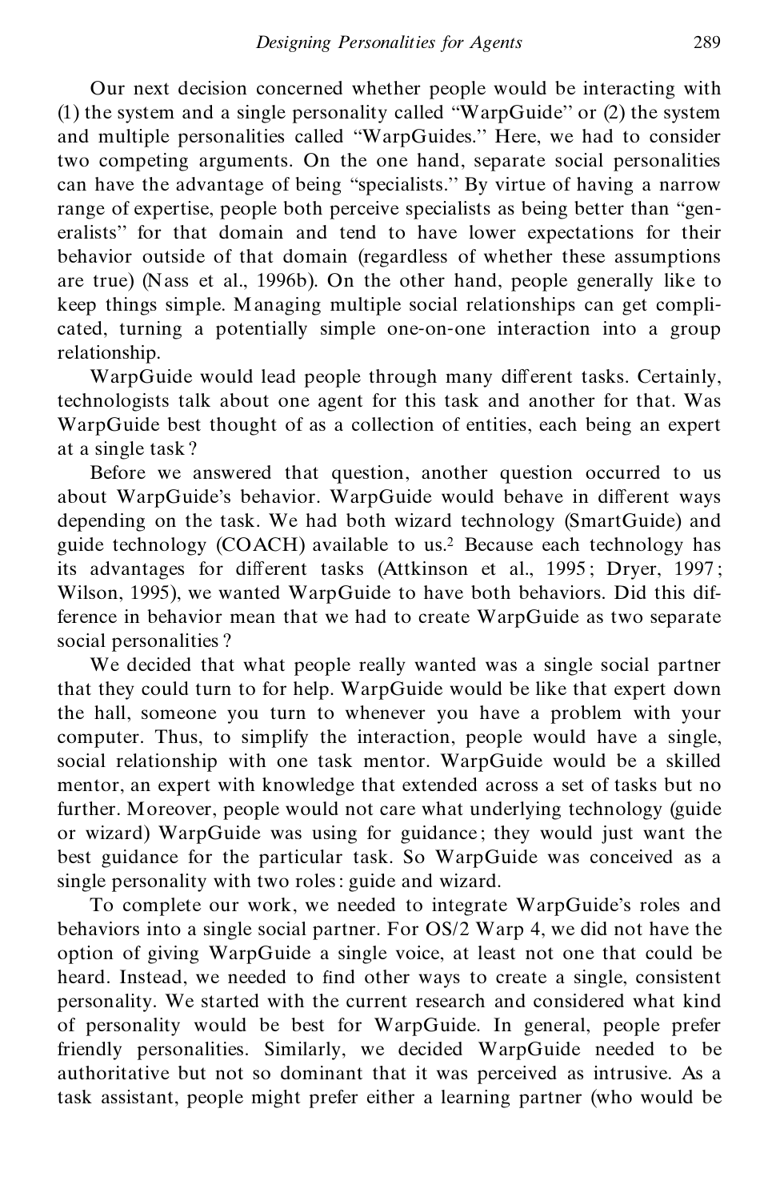Our next decision concerned whether people would be interacting with (1) the system and a single personality called "WarpGuide" or (2) the system and multiple personalities called "WarpGuides." Here, we had to consider two competing arguments. On the one hand, separate social personalities can have the advantage of being "specialists." By virtue of having a narrow range of expertise, people both perceive specialists as being better than "generalists" for that domain and tend to have lower expectations for their behavior outside of that domain (regardless of whether these assumptions are true) (Nass et al., 1996b). On the other hand, people generally like to keep things simple. Managing multiple social relationships can get complicated, turning a potentially simple one-on-one interaction into a group relationship.

WarpGuide would lead people through many different tasks. Certainly, technologists talk about one agent for this task and another for that. Was WarpGuide best thought of as a collection of entities, each being an expert at a single task?

Before we answered that question, another question occurred to us about WarpGuide's behavior. WarpGuide would behave in different ways depending on the task. We had both wizard technology (SmartGuide) and guide technology (COACH) available to us.[2] Because each technology has its advantages for different tasks (Attkinson et al., 1995; Dryer, 1997; Wilson, 1995), we wanted WarpGuide to have both behaviors. Did this difference in behavior mean that we had to create WarpGuide as two separate social personalities?

We decided that what people really wanted was a single social partner that they could turn to for help. WarpGuide would be like that expert down the hall, someone you turn to whenever you have a problem with your computer. Thus, to simplify the interaction, people would have a single, social relationship with one task mentor. WarpGuide would be a skilled mentor, an expert with knowledge that extended across a set of tasks but no further. Moreover, people would not care what underlying technology (guide or wizard) WarpGuide was using for guidance; they would just want the best guidance for the particular task. So WarpGuide was conceived as a single personality with two roles: guide and wizard.

To complete our work, we needed to integrate WarpGuide's roles and behaviors into a single social partner. For OS/2 Warp 4, we did not have the option of giving WarpGuide a single voice, at least not one that could be heard. Instead, we needed to find other ways to create a single, consistent personality. We started with the current research and considered what kind of personality would be best for WarpGuide. In general, people prefer friendly personalities. Similarly, we decided WarpGuide needed to be authoritative but not so dominant that it was perceived as intrusive. As a task assistant, people might prefer either a learning partner (who would be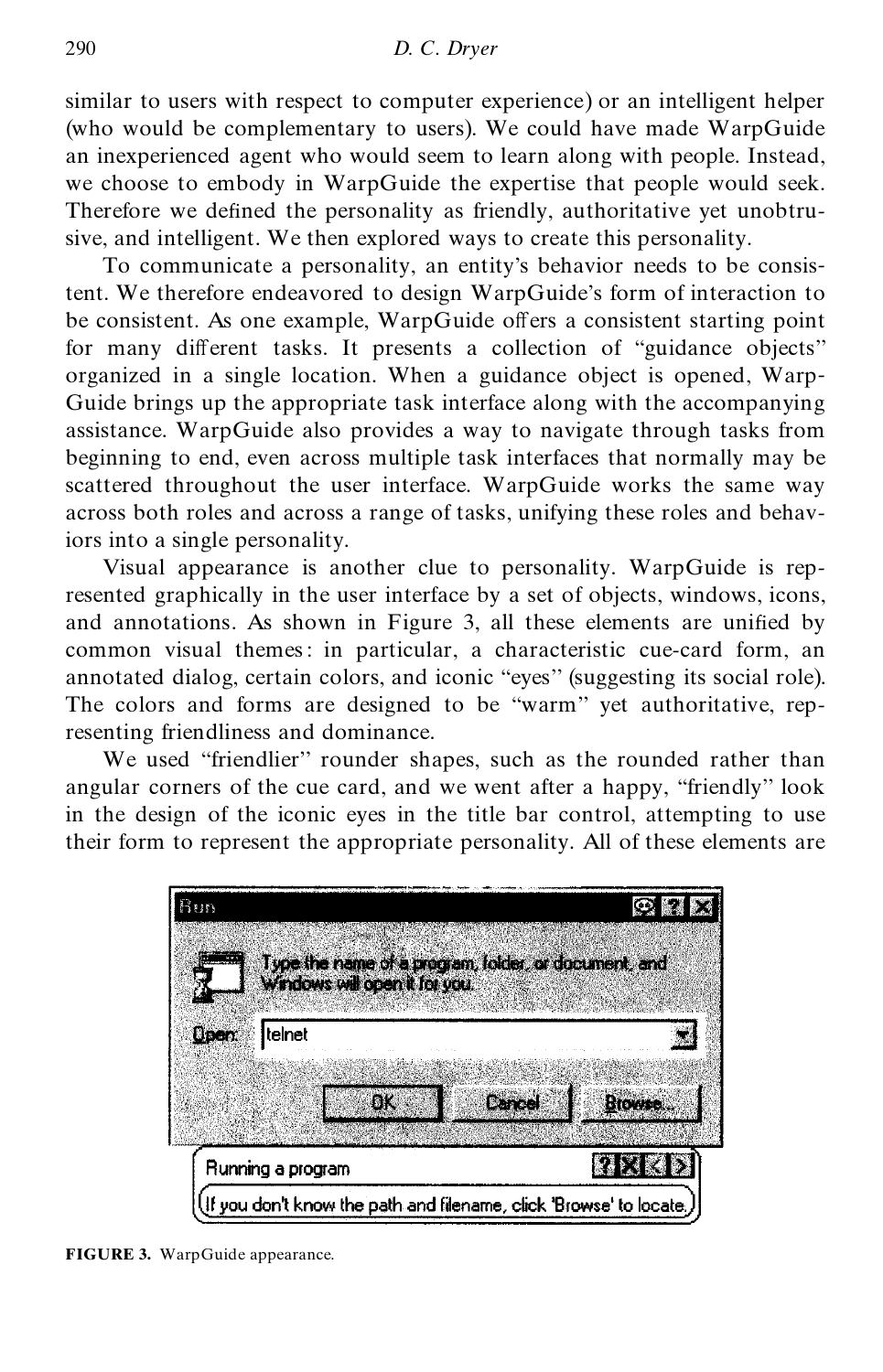similar to users with respect to computer experience) or an intelligent helper (who would be complementary to users). We could have made WarpGuide an inexperienced agent who would seem to learn along with people. Instead, we choose to embody in WarpGuide the expertise that people would seek. Therefore we defined the personality as friendly, authoritative yet unobtrusive, and intelligent. We then explored ways to create this personality.

To communicate a personality, an entity's behavior needs to be consistent. We therefore endeavored to design WarpGuide's form of interaction to be consistent. As one example, WarpGuide offers a consistent starting point for many different tasks. It presents a collection of "guidance objects" organized in a single location. When a guidance object is opened, WarpGuide brings up the appropriate task interface along with the accompanying assistance. WarpGuide also provides a way to navigate through tasks from beginning to end, even across multiple task interfaces that normally may be scattered throughout the user interface. WarpGuide works the same way across both roles and across a range of tasks, unifying these roles and behaviors into a single personality.

Visual appearance is another clue to personality. WarpGuide is represented graphically in the user interface by a set of objects, windows, icons, and annotations. As shown in Figure 3, all these elements are unified by common visual themes: in particular, a characteristic cue-card form, an annotated dialog, certain colors, and iconic "eyes" (suggesting its social role). The colors and forms are designed to be "warm" yet authoritative, representing friendliness and dominance.

We used "friendlier" rounder shapes, such as the rounded rather than angular corners of the cue card, and we went after a happy, "friendly" look in the design of the iconic eyes in the title bar control, attempting to use their form to represent the appropriate personality. All of these elements are

**FIGURE 3.** WarpGuide appearance.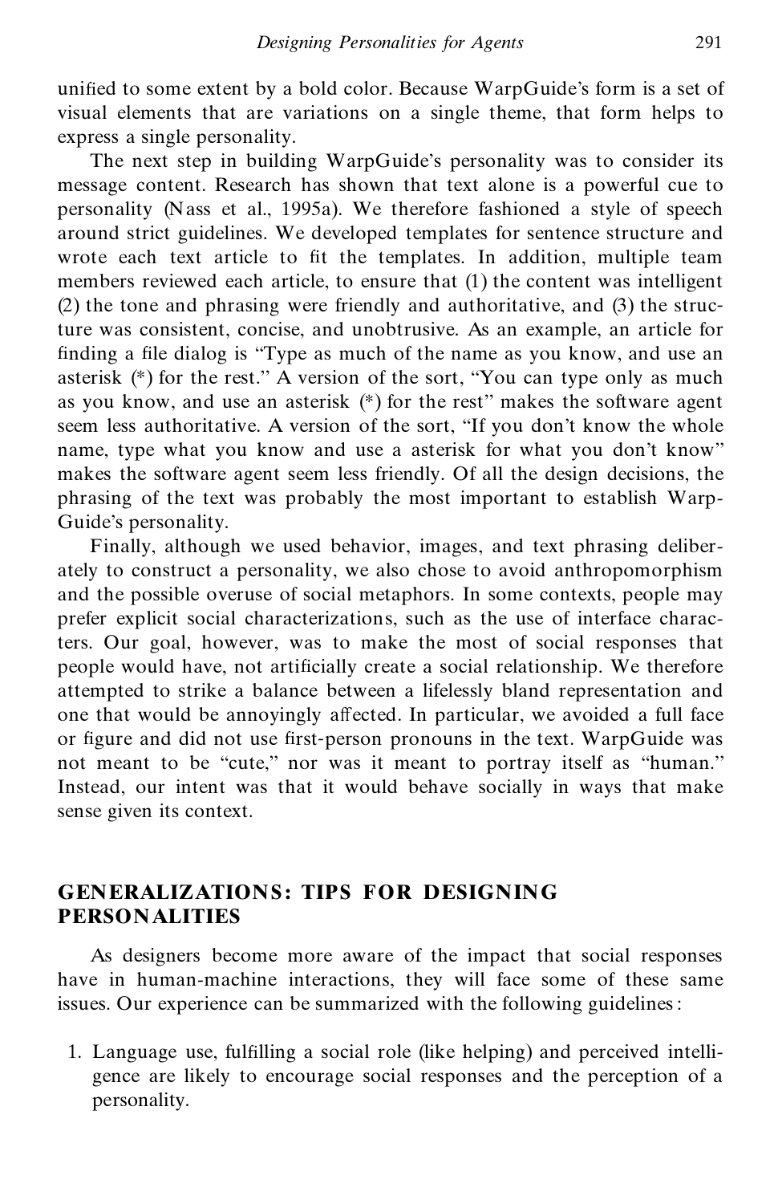unified to some extent by a bold color. Because WarpGuide's form is a set of visual elements that are variations on a single theme, that form helps to express a single personality.

The next step in building WarpGuide's personality was to consider its message content. Research has shown that text alone is a powerful cue to personality (Nass et al., 1995a). We therefore fashioned a style of speech around strict guidelines. We developed templates for sentence structure and wrote each text article to fit the templates. In addition, multiple team members reviewed each article, to ensure that (1) the content was intelligent (2) the tone and phrasing were friendly and authoritative, and (3) the structure was consistent, concise, and unobtrusive. As an example, an article for finding a file dialog is "Type as much of the name as you know, and use an asterisk (*) for the rest." A version of the sort, "You can type only as much as you know, and use an asterisk (*) for the rest" makes the software agent seem less authoritative. A version of the sort, "If you don't know the whole name, type what you know and use a asterisk for what you don't know" makes the software agent seem less friendly. Of all the design decisions, the phrasing of the text was probably the most important to establish WarpGuide's personality.

Finally, although we used behavior, images, and text phrasing deliberately to construct a personality, we also chose to avoid anthropomorphism and the possible overuse of social metaphors. In some contexts, people may prefer explicit social characterizations, such as the use of interface characters. Our goal, however, was to make the most of social responses that people would have, not artificially create a social relationship. We therefore attempted to strike a balance between a lifelessly bland representation and one that would be annoyingly affected. In particular, we avoided a full face or figure and did not use first-person pronouns in the text. WarpGuide was not meant to be "cute," nor was it meant to portray itself as "human." Instead, our intent was that it would behave socially in ways that make sense given its context.

## GENERALIZATIONS: TIPS FOR DESIGNING PERSONALITIES

As designers become more aware of the impact that social responses have in human-machine interactions, they will face some of these same issues. Our experience can be summarized with the following guidelines:

1. Language use, fulfilling a social role (like helping) and perceived intelligence are likely to encourage social responses and the perception of a personality.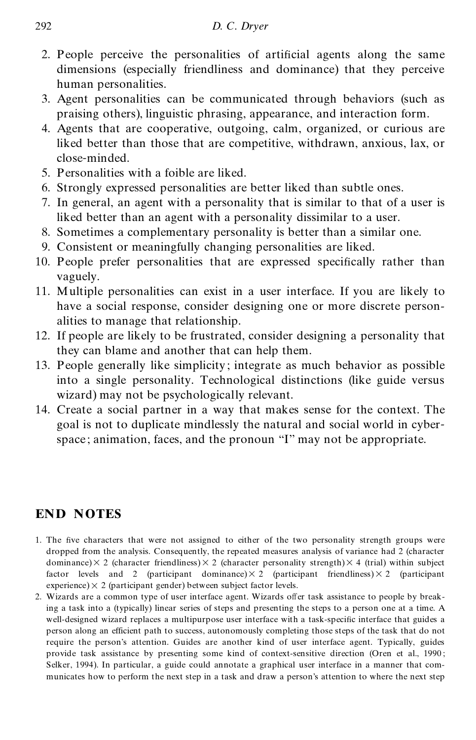2. People perceive the personalities of artificial agents along the same dimensions (especially friendliness and dominance) that they perceive human personalities.
3. Agent personalities can be communicated through behaviors (such as praising others), linguistic phrasing, appearance, and interaction form.
4. Agents that are cooperative, outgoing, calm, organized, or curious are liked better than those that are competitive, withdrawn, anxious, lax, or close-minded.
5. Personalities with a foible are liked.
6. Strongly expressed personalities are better liked than subtle ones.
7. In general, an agent with a personality that is similar to that of a user is liked better than an agent with a personality dissimilar to a user.
8. Sometimes a complementary personality is better than a similar one.
9. Consistent or meaningfully changing personalities are liked.
10. People prefer personalities that are expressed specifically rather than vaguely.
11. Multiple personalities can exist in a user interface. If you are likely to have a social response, consider designing one or more discrete personalities to manage that relationship.
12. If people are likely to be frustrated, consider designing a personality that they can blame and another that can help them.
13. People generally like simplicity; integrate as much behavior as possible into a single personality. Technological distinctions (like guide versus wizard) may not be psychologically relevant.
14. Create a social partner in a way that makes sense for the context. The goal is not to duplicate mindlessly the natural and social world in cyberspace; animation, faces, and the pronoun "I" may not be appropriate.

## END NOTES

1. The five characters that were not assigned to either of the two personality strength groups were dropped from the analysis. Consequently, the repeated measures analysis of variance had 2 (character dominance) × 2 (character friendliness) × 2 (character personality strength) × 4 (trial) within subject factor levels and 2 (participant dominance) × 2 (participant friendliness) × 2 (participant experience) × 2 (participant gender) between subject factor levels.
2. Wizards are a common type of user interface agent. Wizards offer task assistance to people by breaking a task into a (typically) linear series of steps and presenting the steps to a person one at a time. A well-designed wizard replaces a multipurpose user interface with a task-specific interface that guides a person along an efficient path to success, autonomously completing those steps of the task that do not require the person's attention. Guides are another kind of user interface agent. Typically, guides provide task assistance by presenting some kind of context-sensitive direction (Oren et al., 1990; Selker, 1994). In particular, a guide could annotate a graphical user interface in a manner that communicates how to perform the next step in a task and draw a person's attention to where the next step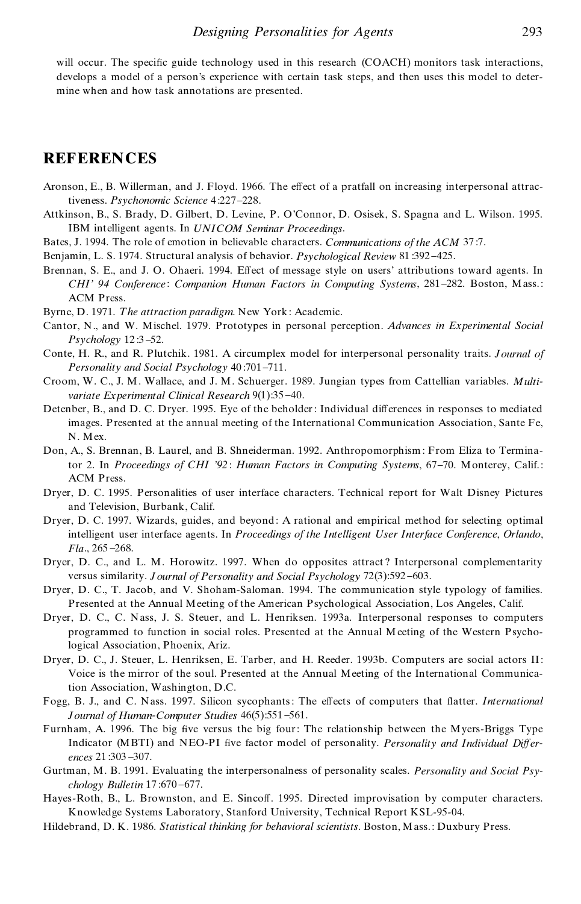will occur. The specific guide technology used in this research (COACH) monitors task interactions, develops a model of a person's experience with certain task steps, and then uses this model to determine when and how task annotations are presented.

## REFERENCES

Aronson, E., B. Willerman, and J. Floyd. 1966. The effect of a pratfall on increasing interpersonal attractiveness. *Psychonomic Science* 4:227–228.

Attkinson, B., S. Brady, D. Gilbert, D. Levine, P. O'Connor, D. Osisek, S. Spagna and L. Wilson. 1995. IBM intelligent agents. In *UNICOM Seminar Proceedings*.

Bates, J. 1994. The role of emotion in believable characters. *Communications of the ACM* 37:7.

Benjamin, L. S. 1974. Structural analysis of behavior. *Psychological Review* 81:392–425.

Brennan, S. E., and J. O. Ohaeri. 1994. Effect of message style on users' attributions toward agents. In *CHI' 94 Conference: Companion Human Factors in Computing Systems*, 281–282. Boston, Mass.: ACM Press.

Byrne, D. 1971. *The attraction paradigm*. New York: Academic.

Cantor, N., and W. Mischel. 1979. Prototypes in personal perception. *Advances in Experimental Social Psychology* 12:3–52.

Conte, H. R., and R. Plutchik. 1981. A circumplex model for interpersonal personality traits. *Journal of Personality and Social Psychology* 40:701–711.

Croom, W. C., J. M. Wallace, and J. M. Schuerger. 1989. Jungian types from Cattellian variables. *Multivariate Experimental Clinical Research* 9(1):35–40.

Detenber, B., and D. C. Dryer. 1995. Eye of the beholder: Individual differences in responses to mediated images. Presented at the annual meeting of the International Communication Association, Sante Fe, N. Mex.

Don, A., S. Brennan, B. Laurel, and B. Shneiderman. 1992. Anthropomorphism: From Eliza to Terminator 2. In *Proceedings of CHI '92: Human Factors in Computing Systems*, 67–70. Monterey, Calif.: ACM Press.

Dryer, D. C. 1995. Personalities of user interface characters. Technical report for Walt Disney Pictures and Television, Burbank, Calif.

Dryer, D. C. 1997. Wizards, guides, and beyond: A rational and empirical method for selecting optimal intelligent user interface agents. In *Proceedings of the Intelligent User Interface Conference, Orlando, Fla*., 265–268.

Dryer, D. C., and L. M. Horowitz. 1997. When do opposites attract? Interpersonal complementarity versus similarity. *Journal of Personality and Social Psychology* 72(3):592–603.

Dryer, D. C., T. Jacob, and V. Shoham-Saloman. 1994. The communication style typology of families. Presented at the Annual Meeting of the American Psychological Association, Los Angeles, Calif.

Dryer, D. C., C. Nass, J. S. Steuer, and L. Henriksen. 1993a. Interpersonal responses to computers programmed to function in social roles. Presented at the Annual Meeting of the Western Psychological Association, Phoenix, Ariz.

Dryer, D. C., J. Steuer, L. Henriksen, E. Tarber, and H. Reeder. 1993b. Computers are social actors II: Voice is the mirror of the soul. Presented at the Annual Meeting of the International Communication Association, Washington, D.C.

Fogg, B. J., and C. Nass. 1997. Silicon sycophants: The effects of computers that flatter. *International Journal of Human-Computer Studies* 46(5):551–561.

Furnham, A. 1996. The big five versus the big four: The relationship between the Myers-Briggs Type Indicator (MBTI) and NEO-PI five factor model of personality. *Personality and Individual Differences* 21:303–307.

Gurtman, M. B. 1991. Evaluating the interpersonalness of personality scales. *Personality and Social Psychology Bulletin* 17:670–677.

Hayes-Roth, B., L. Brownston, and E. Sincoff. 1995. Directed improvisation by computer characters. Knowledge Systems Laboratory, Stanford University, Technical Report KSL-95-04.

Hildebrand, D. K. 1986. *Statistical thinking for behavioral scientists*. Boston, Mass.: Duxbury Press.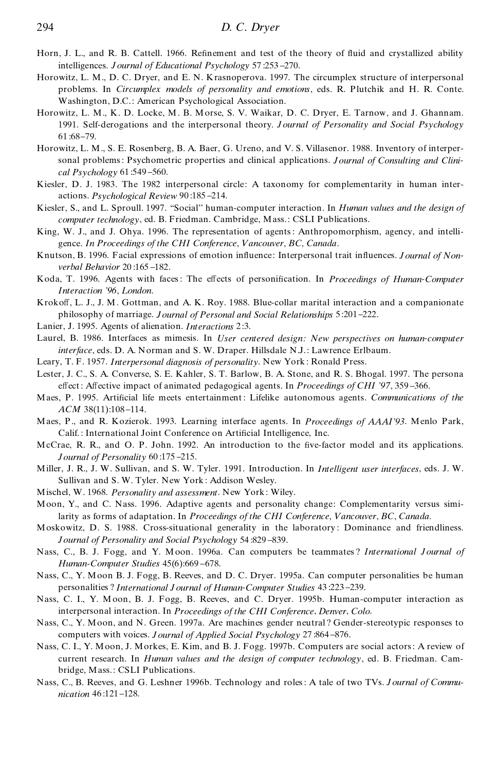Horn, J. L., and R. B. Cattell. 1966. Refinement and test of the theory of fluid and crystallized ability intelligences. *Journal of Educational Psychology* 57:253–270.

Horowitz, L. M., D. C. Dryer, and E. N. Krasnoperova. 1997. The circumplex structure of interpersonal problems. In *Circumplex models of personality and emotions*, eds. R. Plutchik and H. R. Conte. Washington, D.C.: American Psychological Association.

Horowitz, L. M., K. D. Locke, M. B. Morse, S. V. Waikar, D. C. Dryer, E. Tarnow, and J. Ghannam. 1991. Self-derogations and the interpersonal theory. *Journal of Personality and Social Psychology* 61:68–79.

Horowitz, L. M., S. E. Rosenberg, B. A. Baer, G. Ureno, and V. S. Villasenor. 1988. Inventory of interpersonal problems: Psychometric properties and clinical applications. *Journal of Consulting and Clinical Psychology* 61:549–560.

Kiesler, D. J. 1983. The 1982 interpersonal circle: A taxonomy for complementarity in human interactions. *Psychological Review* 90:185–214.

Kiesler, S., and L. Sproull. 1997. "Social" human-computer interaction. In *Human values and the design of computer technology*, ed. B. Friedman. Cambridge, Mass.: CSLI Publications.

King, W. J., and J. Ohya. 1996. The representation of agents: Anthropomorphism, agency, and intelligence. *In Proceedings of the CHI Conference*, *Vancouver*, *BC*, *Canada*.

Knutson, B. 1996. Facial expressions of emotion influence: Interpersonal trait influences. *Journal of Nonverbal Behavior* 20:165–182.

Koda, T. 1996. Agents with faces: The effects of personification. In *Proceedings of Human-Computer Interaction '96*, *London*.

Krokoff, L. J., J. M. Gottman, and A. K. Roy. 1988. Blue-collar marital interaction and a companionate philosophy of marriage. *Journal of Personal and Social Relationships* 5:201–222.

Lanier, J. 1995. Agents of alienation. *Interactions* 2:3.

Laurel, B. 1986. Interfaces as mimesis. In *User centered design: New perspectives on human-computer interface*, eds. D. A. Norman and S. W. Draper. Hillsdale N.J.: Lawrence Erlbaum.

Leary, T. F. 1957. *Interpersonal diagnosis of personality*. New York: Ronald Press.

Lester, J. C., S. A. Converse, S. E. Kahler, S. T. Barlow, B. A. Stone, and R. S. Bhogal. 1997. The persona effect: Affective impact of animated pedagogical agents. In *Proceedings of CHI '97*, 359–366.

Maes, P. 1995. Artificial life meets entertainment: Lifelike autonomous agents. *Communications of the ACM* 38(11):108–114.

Maes, P., and R. Kozierok. 1993. Learning interface agents. In *Proceedings of AAAI'93*. Menlo Park, Calif.: International Joint Conference on Artificial Intelligence, Inc.

McCrae, R. R., and O. P. John. 1992. An introduction to the five-factor model and its applications. *Journal of Personality* 60:175–215.

Miller, J. R., J. W. Sullivan, and S. W. Tyler. 1991. Introduction. In *Intelligent user interfaces*, eds. J. W. Sullivan and S. W. Tyler. New York: Addison Wesley.

Mischel, W. 1968. *Personality and assessment*. New York: Wiley.

Moon, Y., and C. Nass. 1996. Adaptive agents and personality change: Complementarity versus similarity as forms of adaptation. In *Proceedings of the CHI Conference*, *Vancouver*, *BC*, *Canada*.

Moskowitz, D. S. 1988. Cross-situational generality in the laboratory: Dominance and friendliness. *Journal of Personality and Social Psychology* 54:829–839.

Nass, C., B. J. Fogg, and Y. Moon. 1996a. Can computers be teammates? *International Journal of Human-Computer Studies* 45(6):669–678.

Nass, C., Y. Moon B. J. Fogg, B. Reeves, and D. C. Dryer. 1995a. Can computer personalities be human personalities? *International Journal of Human-Computer Studies* 43:223–239.

Nass, C. I., Y. Moon, B. J. Fogg, B. Reeves, and C. Dryer. 1995b. Human-computer interaction as interpersonal interaction. In *Proceedings of the CHI Conference*, *Denver*, *Colo*.

Nass, C., Y. Moon, and N. Green. 1997a. Are machines gender neutral? Gender-stereotypic responses to computers with voices. *Journal of Applied Social Psychology* 27:864–876.

Nass, C. I., Y. Moon, J. Morkes, E. Kim, and B. J. Fogg. 1997b. Computers are social actors: A review of current research. In *Human values and the design of computer technology*, ed. B. Friedman. Cambridge, Mass.: CSLI Publications.

Nass, C., B. Reeves, and G. Leshner 1996b. Technology and roles: A tale of two TVs. *Journal of Communication* 46:121–128.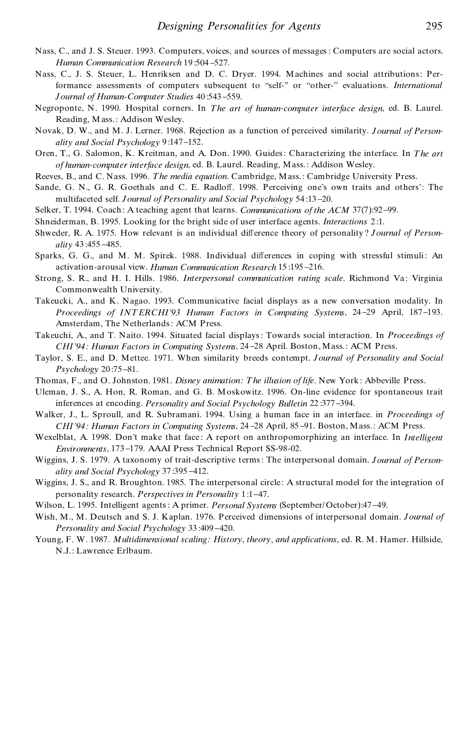Nass, C., and J. S. Steuer. 1993. Computers, voices, and sources of messages: Computers are social actors. *Human Communication Research* 19:504–527.

Nass, C., J. S. Steuer, L. Henriksen and D. C. Dryer. 1994. Machines and social attributions: Performance assessments of computers subsequent to "self-" or "other-" evaluations. *International Journal of Human-Computer Studies* 40:543–559.

Negroponte, N. 1990. Hospital corners. In *The art of human-computer interface design*, ed. B. Laurel. Reading, Mass.: Addison Wesley.

Novak, D. W., and M. J. Lerner. 1968. Rejection as a function of perceived similarity. *Journal of Personality and Social Psychology* 9:147–152.

Oren, T., G. Salomon, K. Kreitman, and A. Don. 1990. Guides: Characterizing the interface. In *The art of human-computer interface design*, ed. B. Laurel. Reading, Mass.: Addison Wesley.

Reeves, B., and C. Nass. 1996. *The media equation*. Cambridge, Mass.: Cambridge University Press.

Sande, G. N., G. R. Goethals and C. E. Radloff. 1998. Perceiving one's own traits and others': The multifaceted self. *Journal of Personality and Social Psychology* 54:13–20.

Selker, T. 1994. Coach: A teaching agent that learns. *Communications of the ACM* 37(7):92–99.

Shneiderman, B. 1995. Looking for the bright side of user interface agents. *Interactions* 2:1.

Shweder, R. A. 1975. How relevant is an individual difference theory of personality? *Journal of Personality* 43:455–485.

Sparks, G. G., and M. M. Spirek. 1988. Individual differences in coping with stressful stimuli: An activation-arousal view. *Human Communication Research* 15:195–216.

Strong, S. R., and H. I. Hills. 1986. *Interpersonal communication rating scale*. Richmond Va: Virginia Commonwealth University.

Takeucki, A., and K. Nagao. 1993. Communicative facial displays as a new conversation modality. In *Proceedings of INTERCHI'93 Human Factors in Computing Systems*, 24–29 April, 187–193. Amsterdam, The Netherlands: ACM Press.

Takeuchi, A., and T. Naito. 1994. Situated facial displays: Towards social interaction. In *Proceedings of CHI'94: Human Factors in Computing Systems*, 24–28 April. Boston, Mass.: ACM Press.

Taylor, S. E., and D. Mettee. 1971. When similarity breeds contempt. *Journal of Personality and Social Psychology* 20:75–81.

Thomas, F., and O. Johnston. 1981. *Disney animation: The illusion of life*. New York: Abbeville Press.

Uleman, J. S., A. Hon, R. Roman, and G. B. Moskowitz. 1996. On-line evidence for spontaneous trait inferences at encoding. *Personality and Social Psychology Bulletin* 22:377–394.

Walker, J., L. Sproull, and R. Subramani. 1994. Using a human face in an interface. in *Proceedings of CHI'94: Human Factors in Computing Systems*, 24–28 April, 85–91. Boston, Mass.: ACM Press.

Wexelblat, A. 1998. Don't make that face: A report on anthropomorphizing an interface. In *Intelligent Environments*, 173–179. AAAI Press Technical Report SS-98-02.

Wiggins, J. S. 1979. A taxonomy of trait-descriptive terms: The interpersonal domain. *Journal of Personality and Social Psychology* 37:395–412.

Wiggins, J. S., and R. Broughton. 1985. The interpersonal circle: A structural model for the integration of personality research. *Perspectives in Personality* 1:1–47.

Wilson, L. 1995. Intelligent agents: A primer. *Personal Systems* (September/October):47–49.

Wish, M., M. Deutsch and S. J. Kaplan. 1976. Perceived dimensions of interpersonal domain. *Journal of Personality and Social Psychology* 33:409–420.

Young, F. W. 1987. *Multidimensional scaling: History, theory, and applications*, ed. R. M. Hamer. Hillside, N.J.: Lawrence Erlbaum.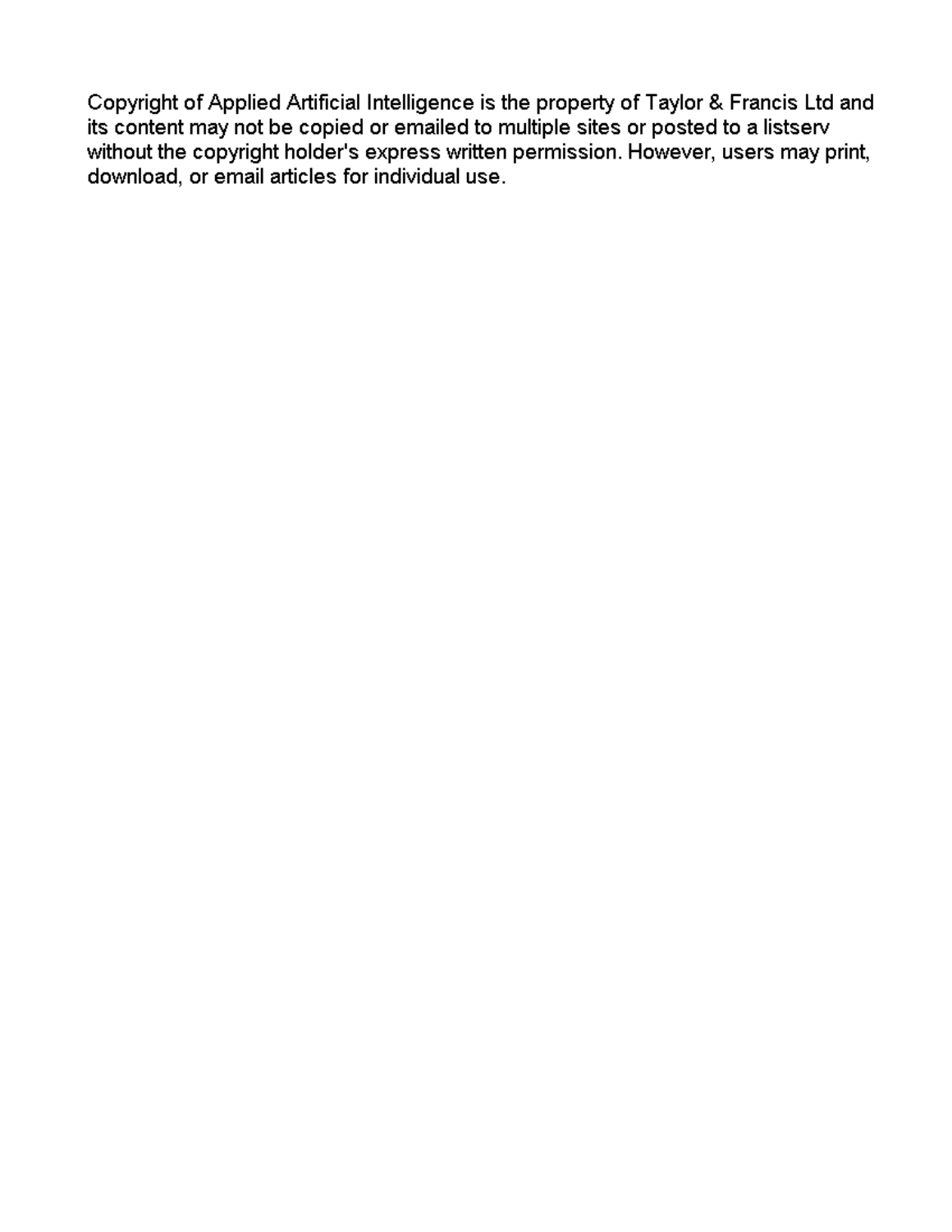Copyright of Applied Artificial Intelligence is the property of Taylor & Francis Ltd and its content may not be copied or emailed to multiple sites or posted to a listserv without the copyright holder's express written permission. However, users may print, download, or email articles for individual use.